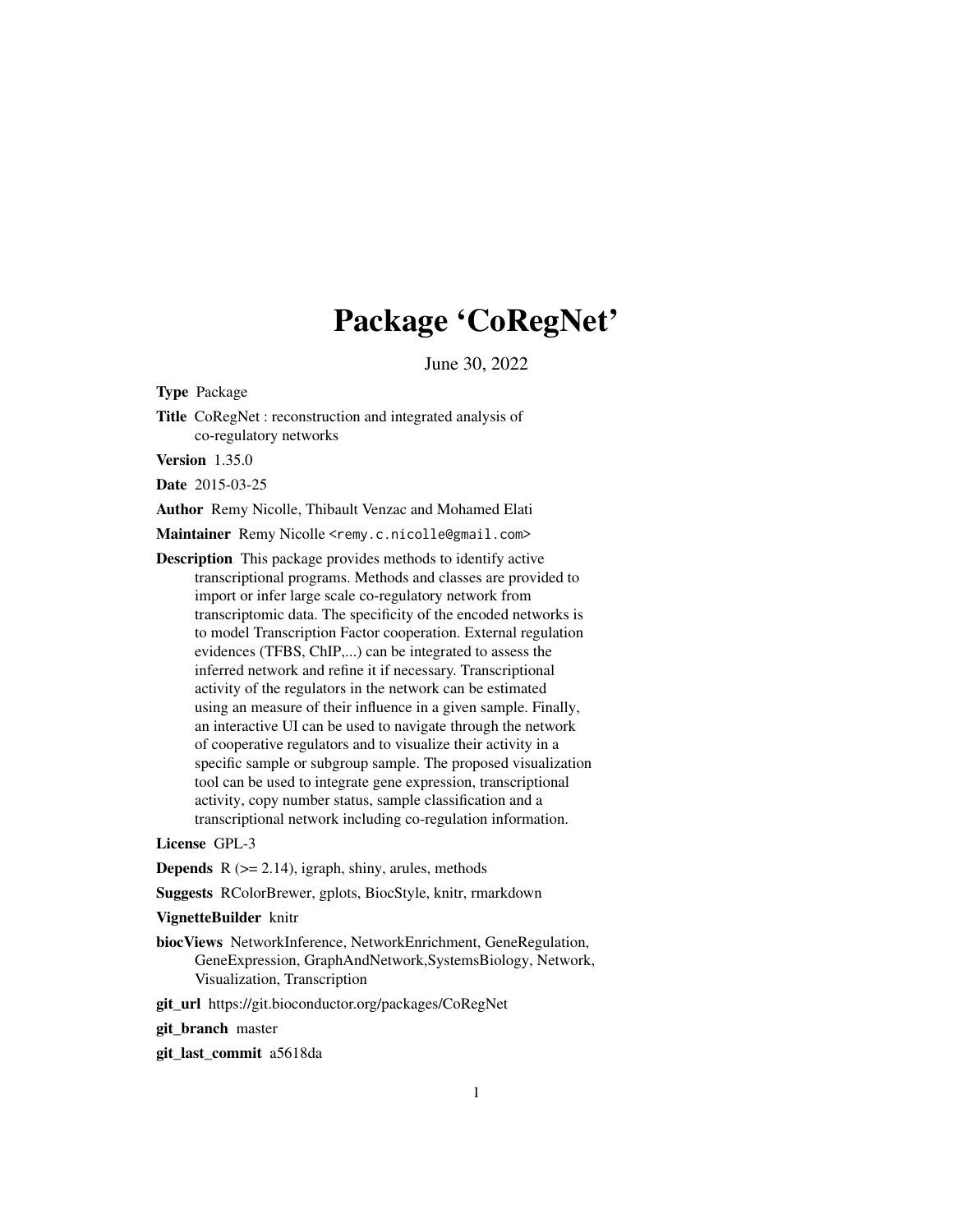# Package 'CoRegNet'

June 30, 2022

**Type** Package

**Title** CoRegNet : reconstruction and integrated analysis of co-regulatory networks

**Version** 1.35.0

**Date** 2015-03-25

**Author** Remy Nicolle, Thibault Venzac and Mohamed Elati

**Maintainer** Remy Nicolle <remy.c.nicolle@gmail.com>

**Description** This package provides methods to identify active transcriptional programs. Methods and classes are provided to import or infer large scale co-regulatory network from transcriptomic data. The specificity of the encoded networks is to model Transcription Factor cooperation. External regulation evidences (TFBS, ChIP,...) can be integrated to assess the inferred network and refine it if necessary. Transcriptional activity of the regulators in the network can be estimated using an measure of their influence in a given sample. Finally, an interactive UI can be used to navigate through the network of cooperative regulators and to visualize their activity in a specific sample or subgroup sample. The proposed visualization tool can be used to integrate gene expression, transcriptional activity, copy number status, sample classification and a transcriptional network including co-regulation information.

**License** GPL-3

**Depends** R (>= 2.14), igraph, shiny, arules, methods

**Suggests** RColorBrewer, gplots, BiocStyle, knitr, rmarkdown

**VignetteBuilder** knitr

**biocViews** NetworkInference, NetworkEnrichment, GeneRegulation, GeneExpression, GraphAndNetwork,SystemsBiology, Network, Visualization, Transcription

**git_url** https://git.bioconductor.org/packages/CoRegNet

**git_branch** master

**git_last_commit** a5618da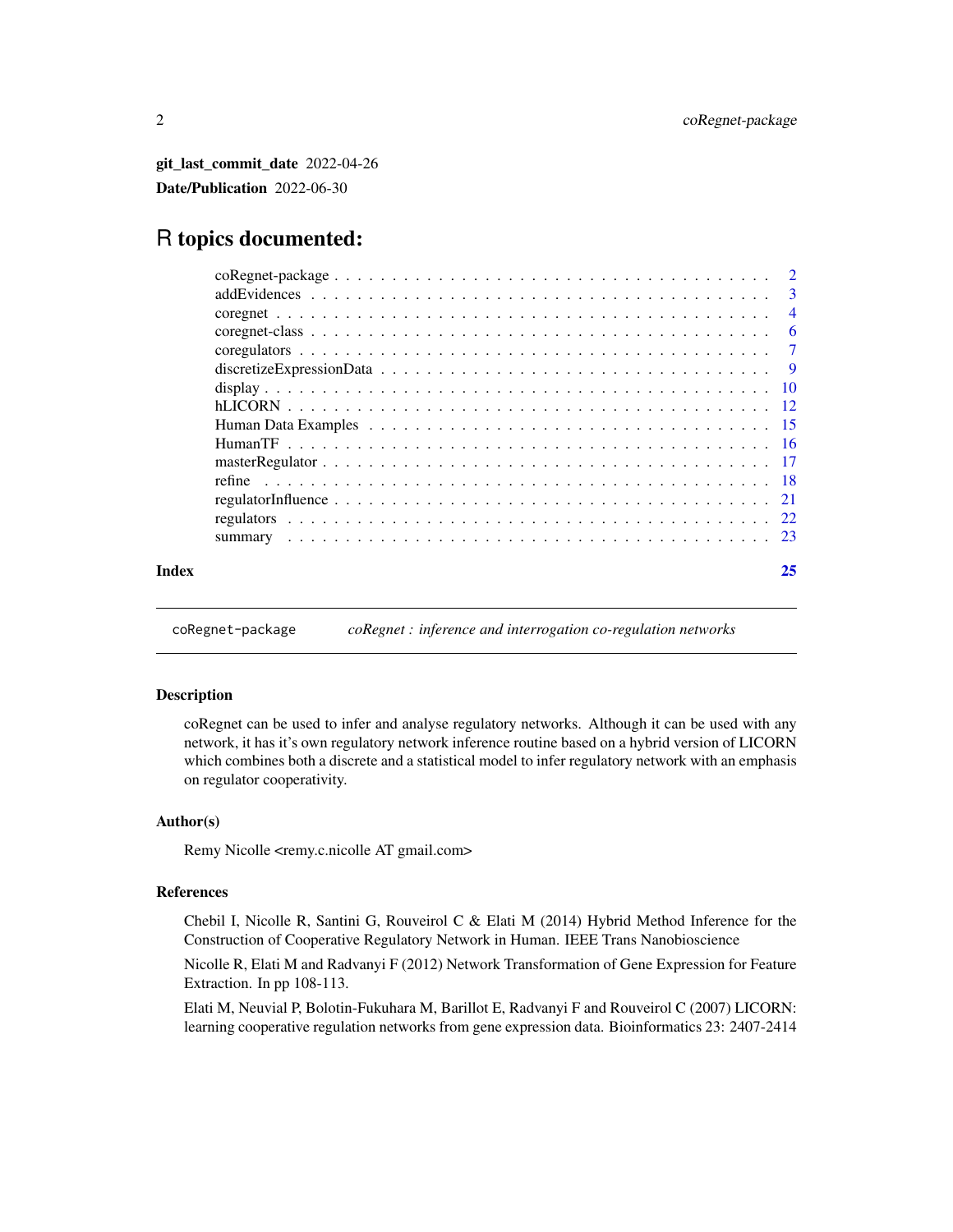**git_last_commit_date** 2022-04-26

**Date/Publication** 2022-06-30

# R topics documented:

- coRegnet-package . . . . . . . . . . . . . . . . . . . . . . . . . . . . . . . . . . . . . . . 2
- addEvidences . . . . . . . . . . . . . . . . . . . . . . . . . . . . . . . . . . . . . . . . . . 3
- coregnet . . . . . . . . . . . . . . . . . . . . . . . . . . . . . . . . . . . . . . . . . . . . 4
- coregnet-class . . . . . . . . . . . . . . . . . . . . . . . . . . . . . . . . . . . . . . . . . 6
- coregulators . . . . . . . . . . . . . . . . . . . . . . . . . . . . . . . . . . . . . . . . . . 7
- discretizeExpressionData . . . . . . . . . . . . . . . . . . . . . . . . . . . . . . . . . . . 9
- display . . . . . . . . . . . . . . . . . . . . . . . . . . . . . . . . . . . . . . . . . . . . . 10
- hLICORN . . . . . . . . . . . . . . . . . . . . . . . . . . . . . . . . . . . . . . . . . . . . 12
- Human Data Examples . . . . . . . . . . . . . . . . . . . . . . . . . . . . . . . . . . . . . 15
- HumanTF . . . . . . . . . . . . . . . . . . . . . . . . . . . . . . . . . . . . . . . . . . . . 16
- masterRegulator . . . . . . . . . . . . . . . . . . . . . . . . . . . . . . . . . . . . . . . . 17
- refine . . . . . . . . . . . . . . . . . . . . . . . . . . . . . . . . . . . . . . . . . . . . . . 18
- regulatorInfluence . . . . . . . . . . . . . . . . . . . . . . . . . . . . . . . . . . . . . . . 21
- regulators . . . . . . . . . . . . . . . . . . . . . . . . . . . . . . . . . . . . . . . . . . . . 22
- summary . . . . . . . . . . . . . . . . . . . . . . . . . . . . . . . . . . . . . . . . . . . . . 23

**Index** **25**

---

## coRegnet-package — *coRegnet : inference and interrogation co-regulation networks*

### Description

coRegnet can be used to infer and analyse regulatory networks. Although it can be used with any network, it has it's own regulatory network inference routine based on a hybrid version of LICORN which combines both a discrete and a statistical model to infer regulatory network with an emphasis on regulator cooperativity.

### Author(s)

Remy Nicolle <remy.c.nicolle AT gmail.com>

### References

Chebil I, Nicolle R, Santini G, Rouveirol C & Elati M (2014) Hybrid Method Inference for the Construction of Cooperative Regulatory Network in Human. IEEE Trans Nanobioscience

Nicolle R, Elati M and Radvanyi F (2012) Network Transformation of Gene Expression for Feature Extraction. In pp 108-113.

Elati M, Neuvial P, Bolotin-Fukuhara M, Barillot E, Radvanyi F and Rouveirol C (2007) LICORN: learning cooperative regulation networks from gene expression data. Bioinformatics 23: 2407-2414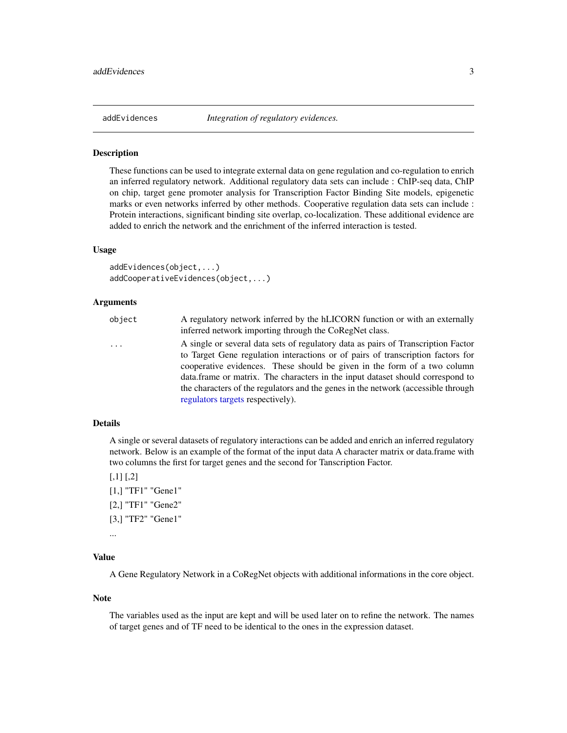`addEvidences` *Integration of regulatory evidences.*

## Description

These functions can be used to integrate external data on gene regulation and co-regulation to enrich an inferred regulatory network. Additional regulatory data sets can include : ChIP-seq data, ChIP on chip, target gene promoter analysis for Transcription Factor Binding Site models, epigenetic marks or even networks inferred by other methods. Cooperative regulation data sets can include : Protein interactions, significant binding site overlap, co-localization. These additional evidence are added to enrich the network and the enrichment of the inferred interaction is tested.

## Usage

```
addEvidences(object,...)
addCooperativeEvidences(object,...)
```

## Arguments

| | |
|---|---|
| `object` | A regulatory network inferred by the hLICORN function or with an externally inferred network importing through the CoRegNet class. |
| `...` | A single or several data sets of regulatory data as pairs of Transcription Factor to Target Gene regulation interactions or of pairs of transcription factors for cooperative evidences. These should be given in the form of a two column data.frame or matrix. The characters in the input dataset should correspond to the characters of the regulators and the genes in the network (accessible through regulators targets respectively). |

## Details

A single or several datasets of regulatory interactions can be added and enrich an inferred regulatory network. Below is an example of the format of the input data A character matrix or data.frame with two columns the first for target genes and the second for Tanscription Factor.

[,1] [,2]

[1,] "TF1" "Gene1"

[2,] "TF1" "Gene2"

[3,] "TF2" "Gene1"

...

## Value

A Gene Regulatory Network in a CoRegNet objects with additional informations in the core object.

## Note

The variables used as the input are kept and will be used later on to refine the network. The names of target genes and of TF need to be identical to the ones in the expression dataset.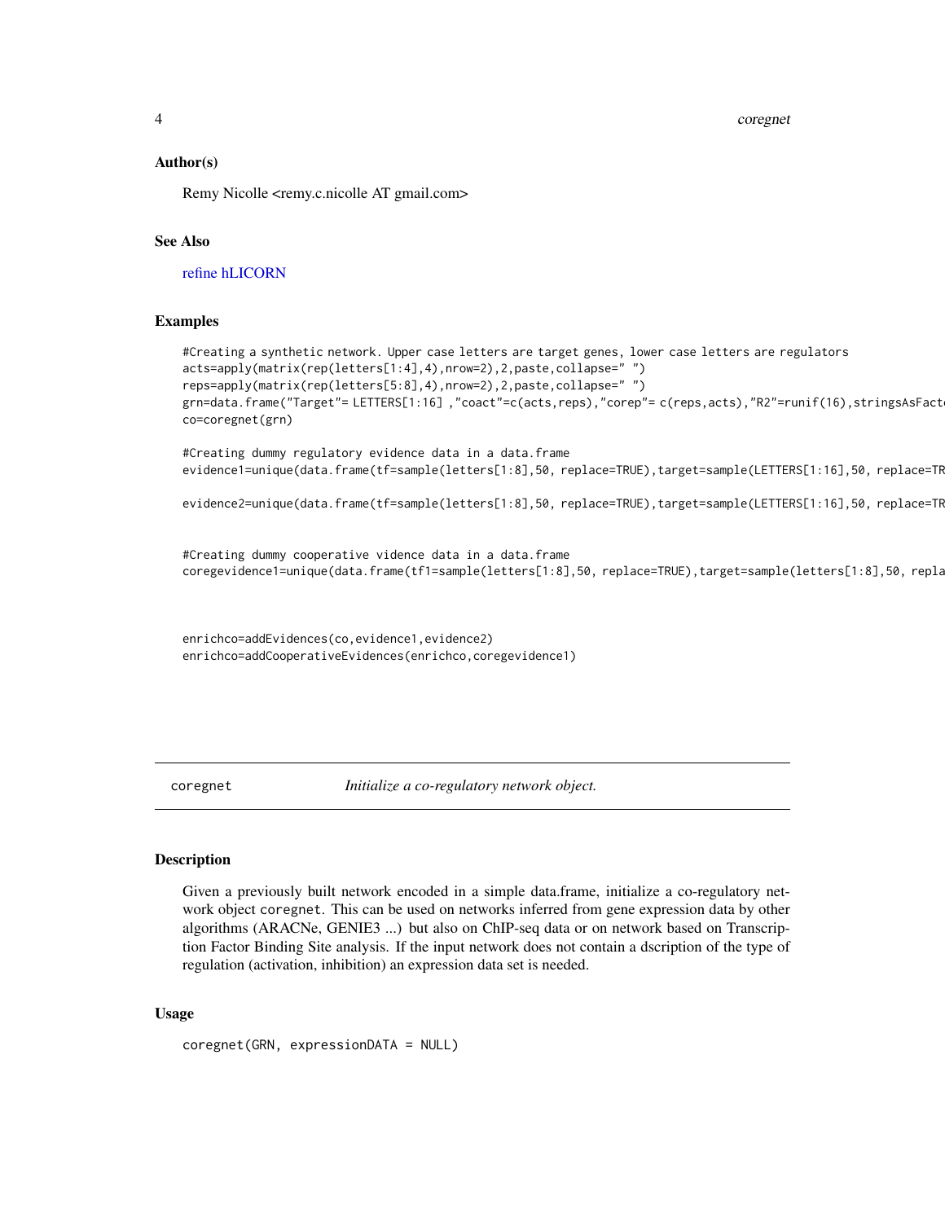### Author(s)

Remy Nicolle <remy.c.nicolle AT gmail.com>

### See Also

refine hLICORN

### Examples

```
#Creating a synthetic network. Upper case letters are target genes, lower case letters are regulators
acts=apply(matrix(rep(letters[1:4],4),nrow=2),2,paste,collapse=" ")
reps=apply(matrix(rep(letters[5:8],4),nrow=2),2,paste,collapse=" ")
grn=data.frame("Target"= LETTERS[1:16] ,"coact"=c(acts,reps),"corep"= c(reps,acts),"R2"=runif(16),stringsAsFact
co=coregnet(grn)

#Creating dummy regulatory evidence data in a data.frame
evidence1=unique(data.frame(tf=sample(letters[1:8],50, replace=TRUE),target=sample(LETTERS[1:16],50, replace=TR

evidence2=unique(data.frame(tf=sample(letters[1:8],50, replace=TRUE),target=sample(LETTERS[1:16],50, replace=TR


#Creating dummy cooperative vidence data in a data.frame
coregevidence1=unique(data.frame(tf1=sample(letters[1:8],50, replace=TRUE),target=sample(letters[1:8],50, repla



enrichco=addEvidences(co,evidence1,evidence2)
enrichco=addCooperativeEvidences(enrichco,coregevidence1)
```

---

## coregnet — *Initialize a co-regulatory network object.*

### Description

Given a previously built network encoded in a simple data.frame, initialize a co-regulatory network object `coregnet`. This can be used on networks inferred from gene expression data by other algorithms (ARACNe, GENIE3 ...) but also on ChIP-seq data or on network based on Transcription Factor Binding Site analysis. If the input network does not contain a dscription of the type of regulation (activation, inhibition) an expression data set is needed.

### Usage

```
coregnet(GRN, expressionDATA = NULL)
```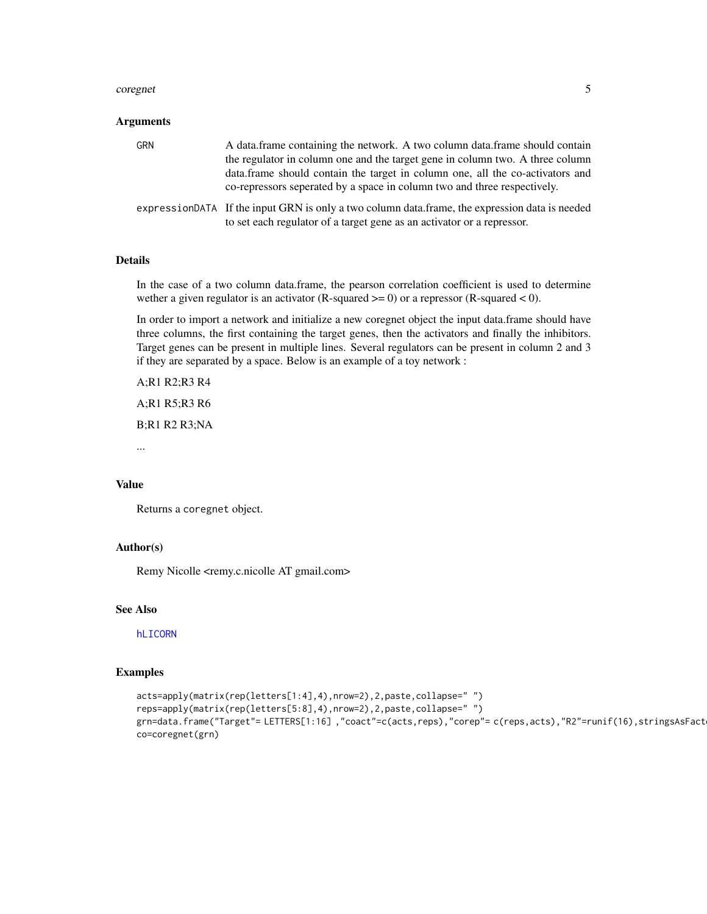## Arguments

| | |
|---|---|
| GRN | A data.frame containing the network. A two column data.frame should contain the regulator in column one and the target gene in column two. A three column data.frame should contain the target in column one, all the co-activators and co-repressors seperated by a space in column two and three respectively. |
| expressionDATA | If the input GRN is only a two column data.frame, the expression data is needed to set each regulator of a target gene as an activator or a repressor. |

## Details

In the case of a two column data.frame, the pearson correlation coefficient is used to determine wether a given regulator is an activator (R-squared >= 0) or a repressor (R-squared < 0).

In order to import a network and initialize a new coregnet object the input data.frame should have three columns, the first containing the target genes, then the activators and finally the inhibitors. Target genes can be present in multiple lines. Several regulators can be present in column 2 and 3 if they are separated by a space. Below is an example of a toy network :

A;R1 R2;R3 R4

A;R1 R5;R3 R6

B;R1 R2 R3;NA

...

## Value

Returns a `coregnet` object.

## Author(s)

Remy Nicolle <remy.c.nicolle AT gmail.com>

## See Also

`hLICORN`

## Examples

```
acts=apply(matrix(rep(letters[1:4],4),nrow=2),2,paste,collapse=" ")
reps=apply(matrix(rep(letters[5:8],4),nrow=2),2,paste,collapse=" ")
grn=data.frame("Target"= LETTERS[1:16] ,"coact"=c(acts,reps),"corep"= c(reps,acts),"R2"=runif(16),stringsAsFact
co=coregnet(grn)
```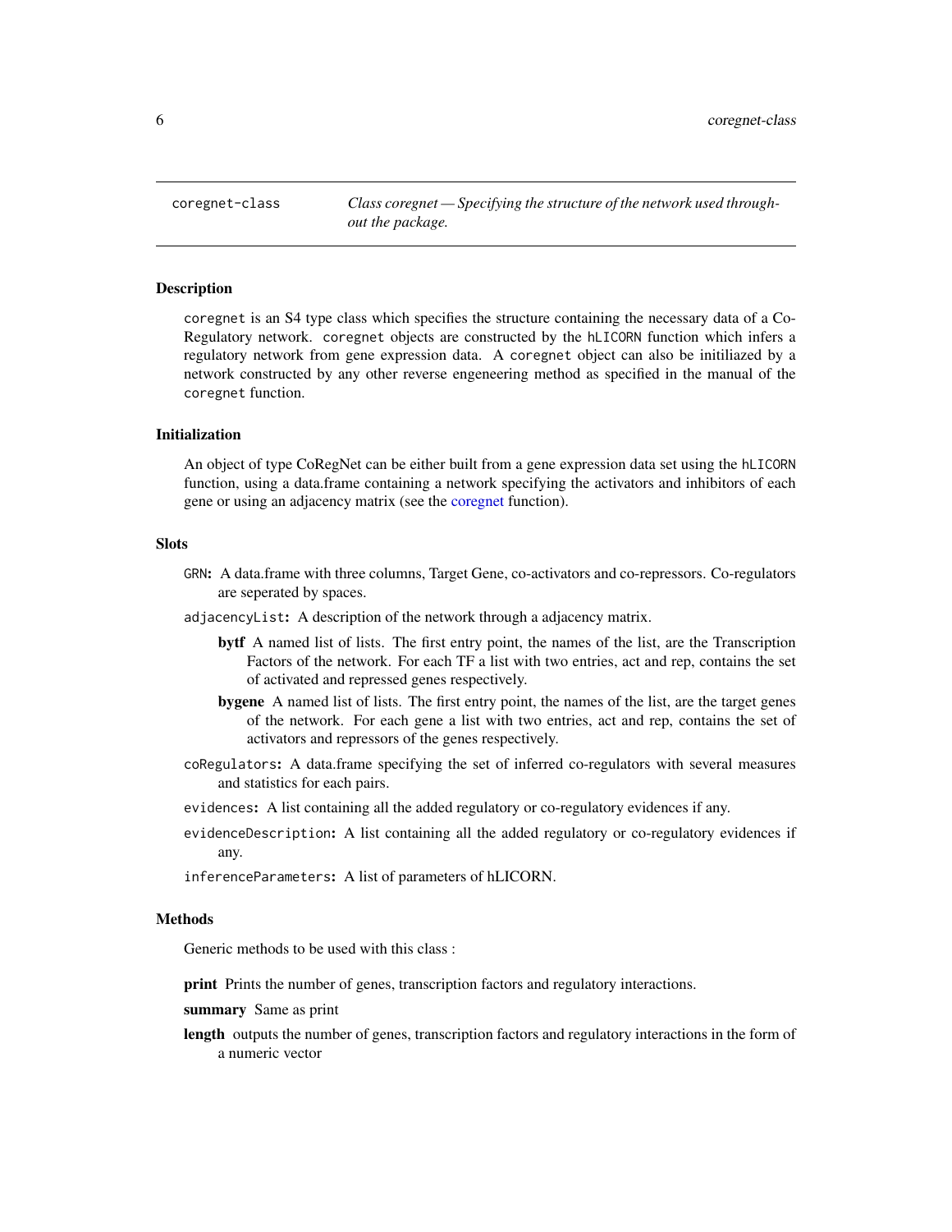coregnet-class — *Class coregnet — Specifying the structure of the network used throughout the package.*

## Description

`coregnet` is an S4 type class which specifies the structure containing the necessary data of a Co-Regulatory network. `coregnet` objects are constructed by the `hLICORN` function which infers a regulatory network from gene expression data. A `coregnet` object can also be initiliazed by a network constructed by any other reverse engeneering method as specified in the manual of the `coregnet` function.

## Initialization

An object of type CoRegNet can be either built from a gene expression data set using the `hLICORN` function, using a data.frame containing a network specifying the activators and inhibitors of each gene or using an adjacency matrix (see the coregnet function).

## Slots

`GRN`: A data.frame with three columns, Target Gene, co-activators and co-repressors. Co-regulators are seperated by spaces.

`adjacencyList`: A description of the network through a adjacency matrix.

- **bytf** A named list of lists. The first entry point, the names of the list, are the Transcription Factors of the network. For each TF a list with two entries, act and rep, contains the set of activated and repressed genes respectively.
- **bygene** A named list of lists. The first entry point, the names of the list, are the target genes of the network. For each gene a list with two entries, act and rep, contains the set of activators and repressors of the genes respectively.

`coRegulators`: A data.frame specifying the set of inferred co-regulators with several measures and statistics for each pairs.

`evidences`: A list containing all the added regulatory or co-regulatory evidences if any.

`evidenceDescription`: A list containing all the added regulatory or co-regulatory evidences if any.

`inferenceParameters`: A list of parameters of hLICORN.

## Methods

Generic methods to be used with this class :

**print** Prints the number of genes, transcription factors and regulatory interactions.

**summary** Same as print

**length** outputs the number of genes, transcription factors and regulatory interactions in the form of a numeric vector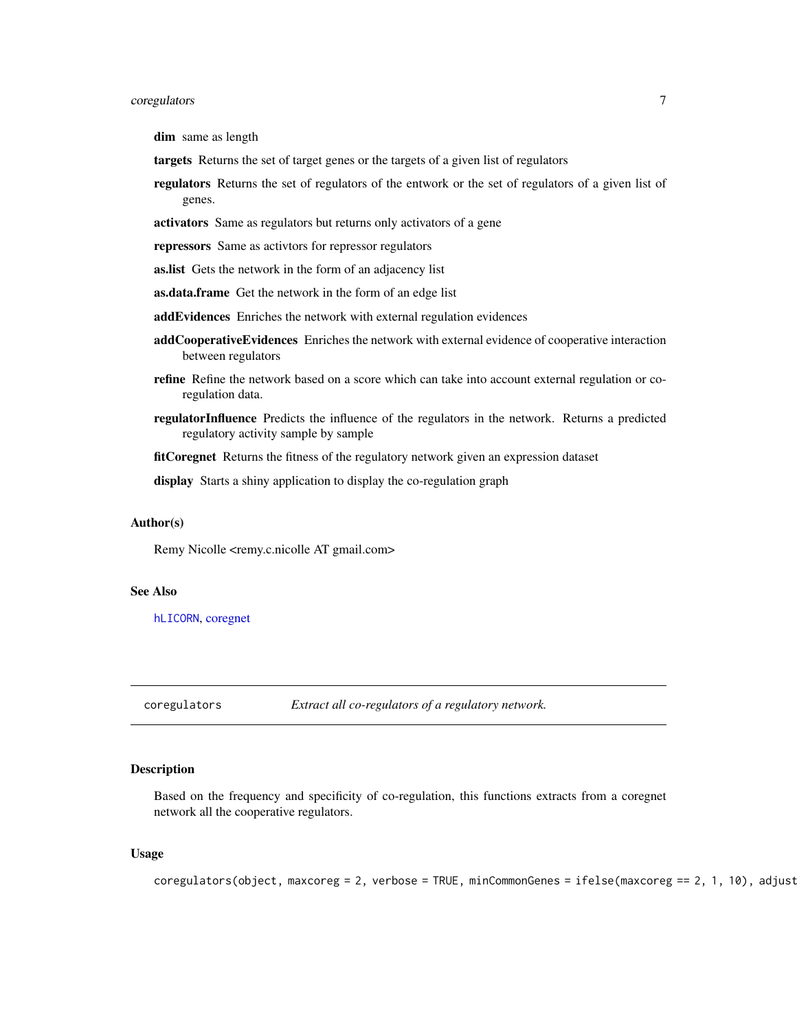**dim** same as length

**targets** Returns the set of target genes or the targets of a given list of regulators

**regulators** Returns the set of regulators of the entwork or the set of regulators of a given list of genes.

**activators** Same as regulators but returns only activators of a gene

**repressors** Same as activtors for repressor regulators

**as.list** Gets the network in the form of an adjacency list

**as.data.frame** Get the network in the form of an edge list

**addEvidences** Enriches the network with external regulation evidences

**addCooperativeEvidences** Enriches the network with external evidence of cooperative interaction between regulators

**refine** Refine the network based on a score which can take into account external regulation or co-regulation data.

**regulatorInfluence** Predicts the influence of the regulators in the network. Returns a predicted regulatory activity sample by sample

**fitCoregnet** Returns the fitness of the regulatory network given an expression dataset

**display** Starts a shiny application to display the co-regulation graph

## Author(s)

Remy Nicolle <remy.c.nicolle AT gmail.com>

## See Also

`hLICORN`, coregnet

---

`coregulators` *Extract all co-regulators of a regulatory network.*

## Description

Based on the frequency and specificity of co-regulation, this functions extracts from a coregnet network all the cooperative regulators.

## Usage

```
coregulators(object, maxcoreg = 2, verbose = TRUE, minCommonGenes = ifelse(maxcoreg == 2, 1, 10), adjust
```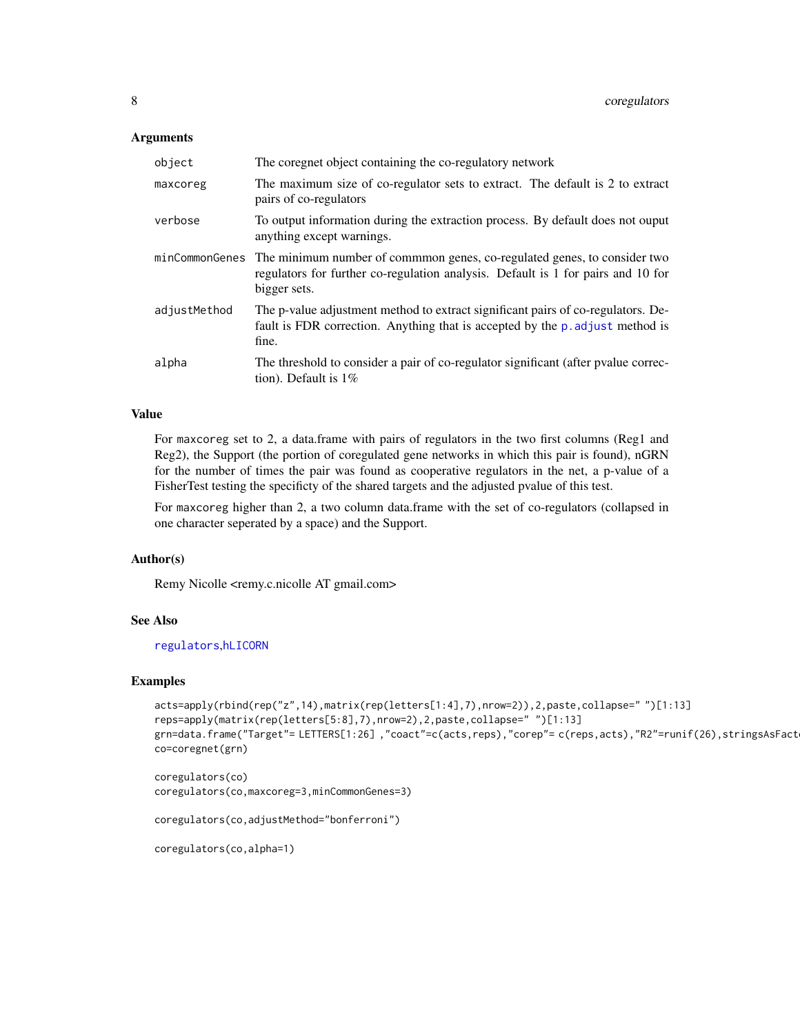## Arguments

| | |
|---|---|
| object | The coregnet object containing the co-regulatory network |
| maxcoreg | The maximum size of co-regulator sets to extract. The default is 2 to extract pairs of co-regulators |
| verbose | To output information during the extraction process. By default does not ouput anything except warnings. |
| minCommonGenes | The minimum number of commmon genes, co-regulated genes, to consider two regulators for further co-regulation analysis. Default is 1 for pairs and 10 for bigger sets. |
| adjustMethod | The p-value adjustment method to extract significant pairs of co-regulators. Default is FDR correction. Anything that is accepted by the p.adjust method is fine. |
| alpha | The threshold to consider a pair of co-regulator significant (after pvalue correction). Default is 1% |

## Value

For maxcoreg set to 2, a data.frame with pairs of regulators in the two first columns (Reg1 and Reg2), the Support (the portion of coregulated gene networks in which this pair is found), nGRN for the number of times the pair was found as cooperative regulators in the net, a p-value of a FisherTest testing the specificty of the shared targets and the adjusted pvalue of this test.

For maxcoreg higher than 2, a two column data.frame with the set of co-regulators (collapsed in one character seperated by a space) and the Support.

## Author(s)

Remy Nicolle <remy.c.nicolle AT gmail.com>

## See Also

regulators,hLICORN

## Examples

```
acts=apply(rbind(rep("z",14),matrix(rep(letters[1:4],7),nrow=2)),2,paste,collapse=" ")[1:13]
reps=apply(matrix(rep(letters[5:8],7),nrow=2),2,paste,collapse=" ")[1:13]
grn=data.frame("Target"= LETTERS[1:26] ,"coact"=c(acts,reps),"corep"= c(reps,acts),"R2"=runif(26),stringsAsFact
co=coregnet(grn)

coregulators(co)
coregulators(co,maxcoreg=3,minCommonGenes=3)

coregulators(co,adjustMethod="bonferroni")

coregulators(co,alpha=1)
```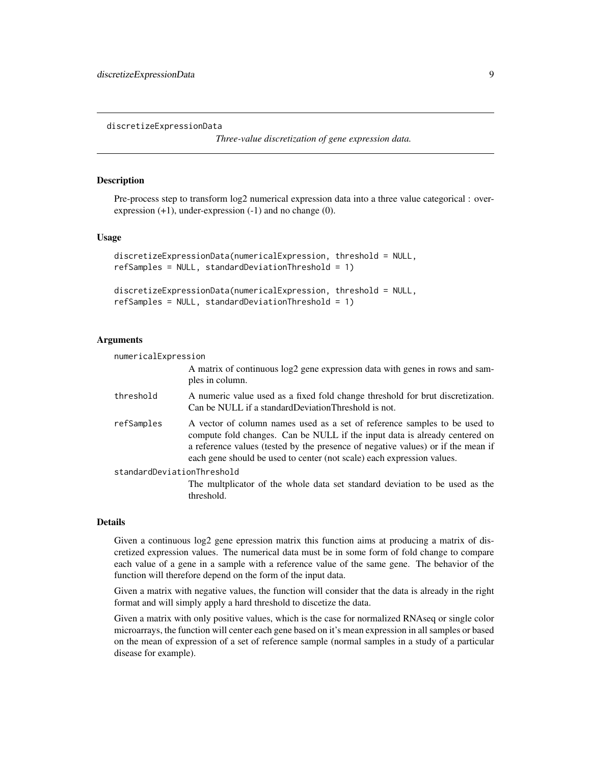`discretizeExpressionData` *Three-value discretization of gene expression data.*

## Description

Pre-process step to transform log2 numerical expression data into a three value categorical : over-expression (+1), under-expression (-1) and no change (0).

## Usage

```
discretizeExpressionData(numericalExpression, threshold = NULL,
refSamples = NULL, standardDeviationThreshold = 1)

discretizeExpressionData(numericalExpression, threshold = NULL,
refSamples = NULL, standardDeviationThreshold = 1)
```

## Arguments

`numericalExpression`
: A matrix of continuous log2 gene expression data with genes in rows and samples in column.

`threshold`
: A numeric value used as a fixed fold change threshold for brut discretization. Can be NULL if a standardDeviationThreshold is not.

`refSamples`
: A vector of column names used as a set of reference samples to be used to compute fold changes. Can be NULL if the input data is already centered on a reference values (tested by the presence of negative values) or if the mean if each gene should be used to center (not scale) each expression values.

`standardDeviationThreshold`
: The multplicator of the whole data set standard deviation to be used as the threshold.

## Details

Given a continuous log2 gene epression matrix this function aims at producing a matrix of discretized expression values. The numerical data must be in some form of fold change to compare each value of a gene in a sample with a reference value of the same gene. The behavior of the function will therefore depend on the form of the input data.

Given a matrix with negative values, the function will consider that the data is already in the right format and will simply apply a hard threshold to discetize the data.

Given a matrix with only positive values, which is the case for normalized RNAseq or single color microarrays, the function will center each gene based on it's mean expression in all samples or based on the mean of expression of a set of reference sample (normal samples in a study of a particular disease for example).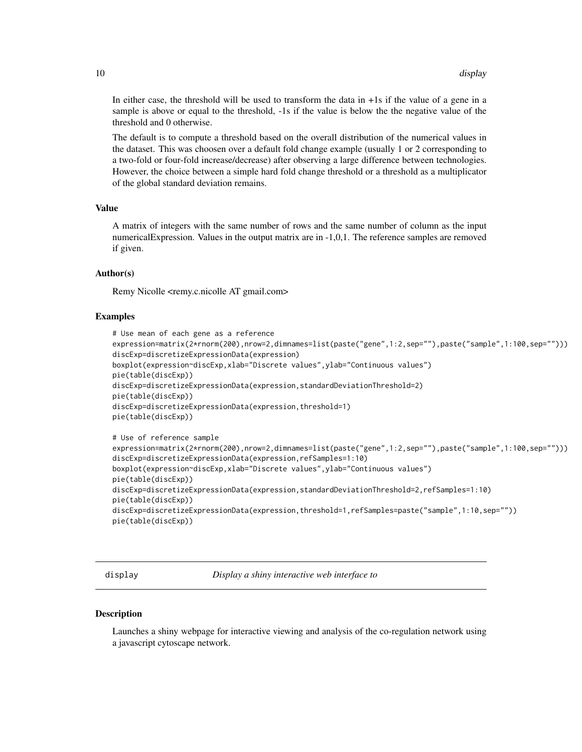In either case, the threshold will be used to transform the data in +1s if the value of a gene in a sample is above or equal to the threshold, -1s if the value is below the the negative value of the threshold and 0 otherwise.

The default is to compute a threshold based on the overall distribution of the numerical values in the dataset. This was choosen over a default fold change example (usually 1 or 2 corresponding to a two-fold or four-fold increase/decrease) after observing a large difference between technologies. However, the choice between a simple hard fold change threshold or a threshold as a multiplicator of the global standard deviation remains.

### Value

A matrix of integers with the same number of rows and the same number of column as the input numericalExpression. Values in the output matrix are in -1,0,1. The reference samples are removed if given.

### Author(s)

Remy Nicolle <remy.c.nicolle AT gmail.com>

### Examples

```
# Use mean of each gene as a reference
expression=matrix(2*rnorm(200),nrow=2,dimnames=list(paste("gene",1:2,sep=""),paste("sample",1:100,sep="")))
discExp=discretizeExpressionData(expression)
boxplot(expression~discExp,xlab="Discrete values",ylab="Continuous values")
pie(table(discExp))
discExp=discretizeExpressionData(expression,standardDeviationThreshold=2)
pie(table(discExp))
discExp=discretizeExpressionData(expression,threshold=1)
pie(table(discExp))

# Use of reference sample
expression=matrix(2*rnorm(200),nrow=2,dimnames=list(paste("gene",1:2,sep=""),paste("sample",1:100,sep="")))
discExp=discretizeExpressionData(expression,refSamples=1:10)
boxplot(expression~discExp,xlab="Discrete values",ylab="Continuous values")
pie(table(discExp))
discExp=discretizeExpressionData(expression,standardDeviationThreshold=2,refSamples=1:10)
pie(table(discExp))
discExp=discretizeExpressionData(expression,threshold=1,refSamples=paste("sample",1:10,sep=""))
pie(table(discExp))
```

---

## `display` *Display a shiny interactive web interface to*

---

### Description

Launches a shiny webpage for interactive viewing and analysis of the co-regulation network using a javascript cytoscape network.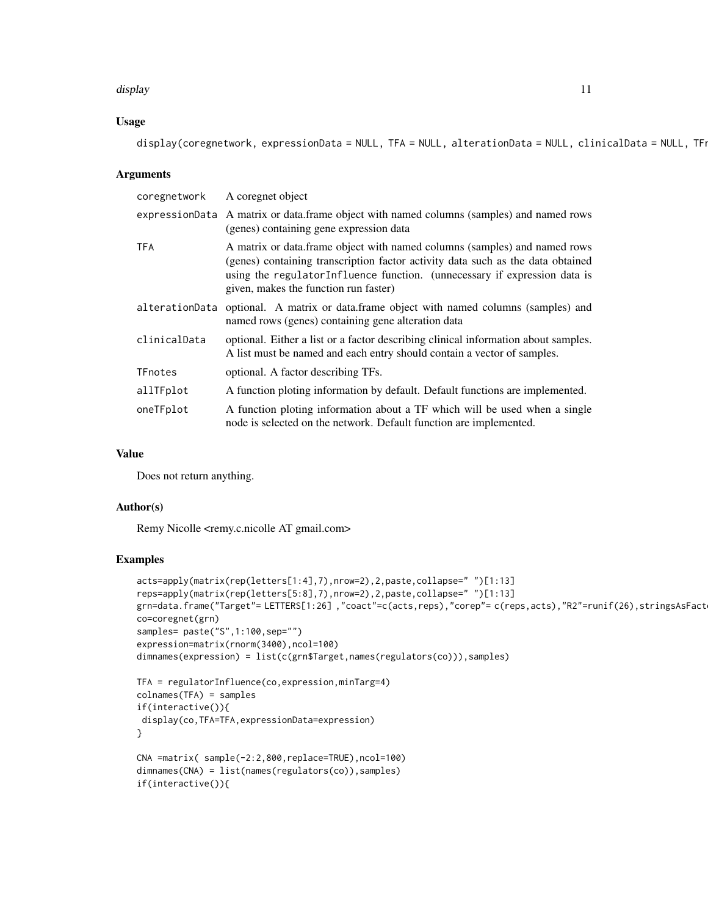## Usage

```
display(coregnetwork, expressionData = NULL, TFA = NULL, alterationData = NULL, clinicalData = NULL, TFr
```

## Arguments

| | |
|---|---|
| coregnetwork | A coregnet object |
| expressionData | A matrix or data.frame object with named columns (samples) and named rows (genes) containing gene expression data |
| TFA | A matrix or data.frame object with named columns (samples) and named rows (genes) containing transcription factor activity data such as the data obtained using the regulatorInfluence function. (unnecessary if expression data is given, makes the function run faster) |
| alterationData | optional. A matrix or data.frame object with named columns (samples) and named rows (genes) containing gene alteration data |
| clinicalData | optional. Either a list or a factor describing clinical information about samples. A list must be named and each entry should contain a vector of samples. |
| TFnotes | optional. A factor describing TFs. |
| allTFplot | A function ploting information by default. Default functions are implemented. |
| oneTFplot | A function ploting information about a TF which will be used when a single node is selected on the network. Default function are implemented. |

## Value

Does not return anything.

## Author(s)

Remy Nicolle <remy.c.nicolle AT gmail.com>

## Examples

```
acts=apply(matrix(rep(letters[1:4],7),nrow=2),2,paste,collapse=" ")[1:13]
reps=apply(matrix(rep(letters[5:8],7),nrow=2),2,paste,collapse=" ")[1:13]
grn=data.frame("Target"= LETTERS[1:26] ,"coact"=c(acts,reps),"corep"= c(reps,acts),"R2"=runif(26),stringsAsFact
co=coregnet(grn)
samples= paste("S",1:100,sep="")
expression=matrix(rnorm(3400),ncol=100)
dimnames(expression) = list(c(grn$Target,names(regulators(co))),samples)

TFA = regulatorInfluence(co,expression,minTarg=4)
colnames(TFA) = samples
if(interactive()){
 display(co,TFA=TFA,expressionData=expression)
}

CNA =matrix( sample(-2:2,800,replace=TRUE),ncol=100)
dimnames(CNA) = list(names(regulators(co)),samples)
if(interactive()){
```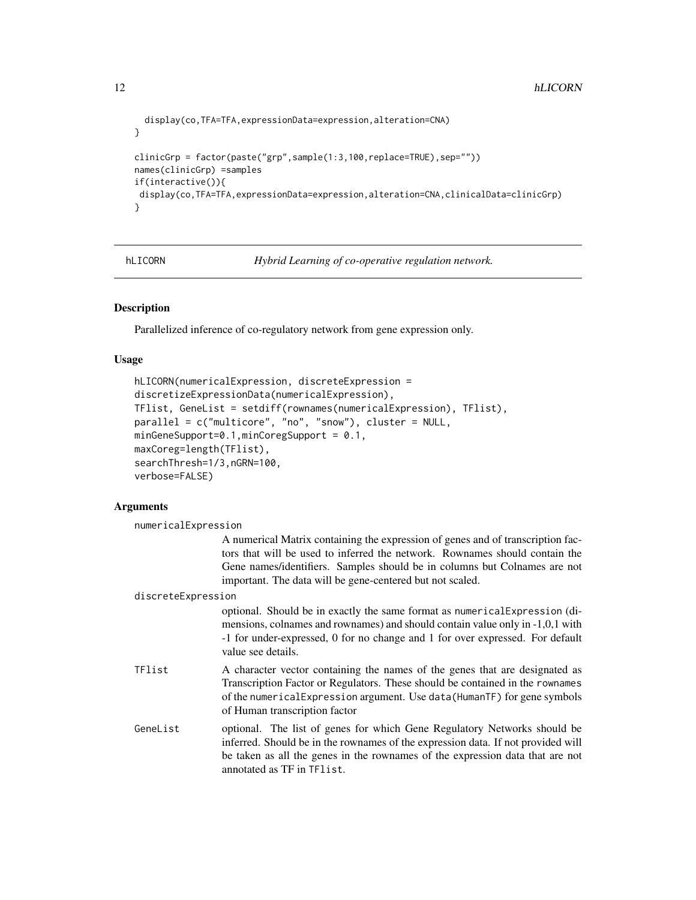```
  display(co,TFA=TFA,expressionData=expression,alteration=CNA)
}

clinicGrp = factor(paste("grp",sample(1:3,100,replace=TRUE),sep=""))
names(clinicGrp) =samples
if(interactive()){
 display(co,TFA=TFA,expressionData=expression,alteration=CNA,clinicalData=clinicGrp)
}
```

---

## hLICORN — *Hybrid Learning of co-operative regulation network.*

### Description

Parallelized inference of co-regulatory network from gene expression only.

### Usage

```
hLICORN(numericalExpression, discreteExpression =
discretizeExpressionData(numericalExpression),
TFlist, GeneList = setdiff(rownames(numericalExpression), TFlist),
parallel = c("multicore", "no", "snow"), cluster = NULL,
minGeneSupport=0.1,minCoregSupport = 0.1,
maxCoreg=length(TFlist),
searchThresh=1/3,nGRN=100,
verbose=FALSE)
```

### Arguments

`numericalExpression`
: A numerical Matrix containing the expression of genes and of transcription factors that will be used to inferred the network. Rownames should contain the Gene names/identifiers. Samples should be in columns but Colnames are not important. The data will be gene-centered but not scaled.

`discreteExpression`
: optional. Should be in exactly the same format as `numericalExpression` (dimensions, colnames and rownames) and should contain value only in -1,0,1 with -1 for under-expressed, 0 for no change and 1 for over expressed. For default value see details.

`TFlist`
: A character vector containing the names of the genes that are designated as Transcription Factor or Regulators. These should be contained in the `rownames` of the `numericalExpression` argument. Use `data(HumanTF)` for gene symbols of Human transcription factor

`GeneList`
: optional. The list of genes for which Gene Regulatory Networks should be inferred. Should be in the rownames of the expression data. If not provided will be taken as all the genes in the rownames of the expression data that are not annotated as TF in `TFlist`.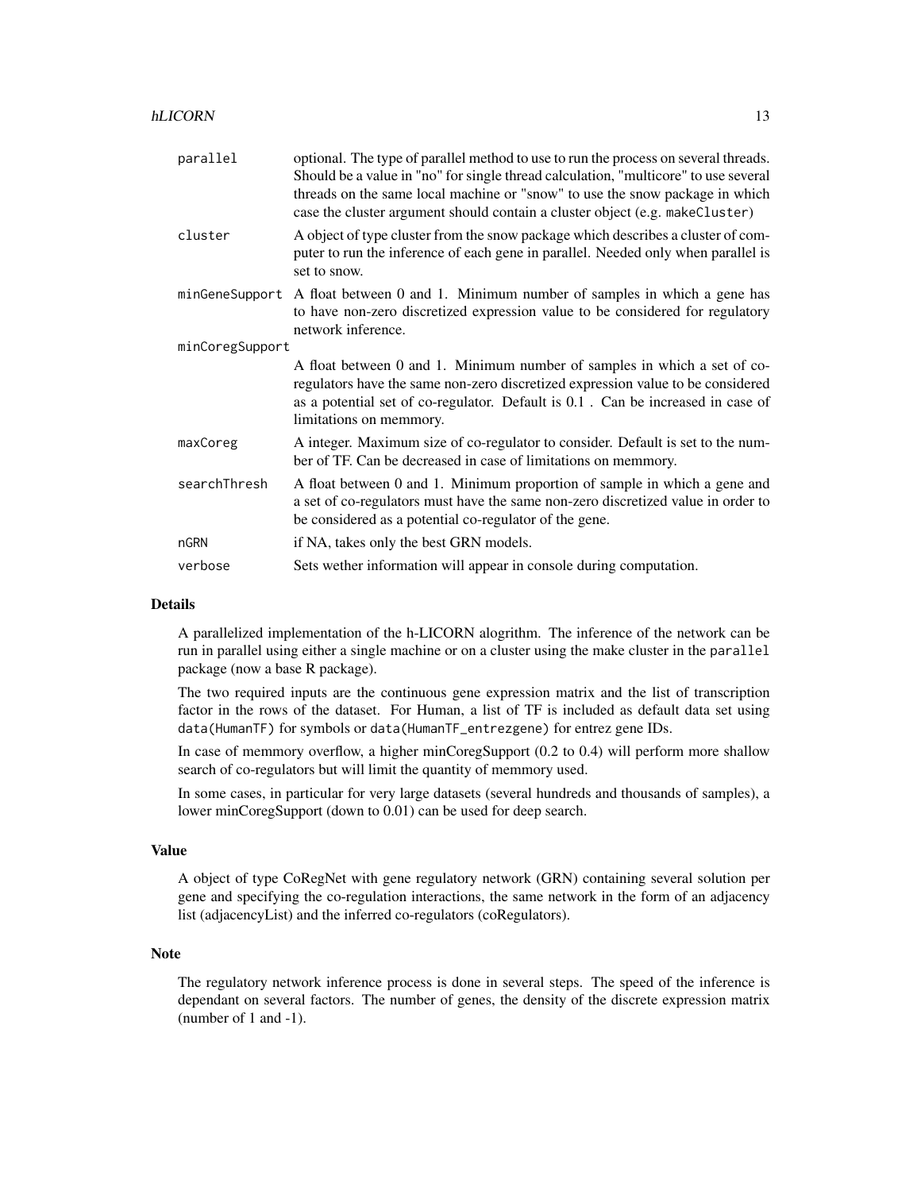| | |
|---|---|
| `parallel` | optional. The type of parallel method to use to run the process on several threads. Should be a value in "no" for single thread calculation, "multicore" to use several threads on the same local machine or "snow" to use the snow package in which case the cluster argument should contain a cluster object (e.g. `makeCluster`) |
| `cluster` | A object of type cluster from the snow package which describes a cluster of computer to run the inference of each gene in parallel. Needed only when parallel is set to snow. |
| `minGeneSupport` | A float between 0 and 1. Minimum number of samples in which a gene has to have non-zero discretized expression value to be considered for regulatory network inference. |
| `minCoregSupport` | A float between 0 and 1. Minimum number of samples in which a set of co-regulators have the same non-zero discretized expression value to be considered as a potential set of co-regulator. Default is 0.1 . Can be increased in case of limitations on memmory. |
| `maxCoreg` | A integer. Maximum size of co-regulator to consider. Default is set to the number of TF. Can be decreased in case of limitations on memmory. |
| `searchThresh` | A float between 0 and 1. Minimum proportion of sample in which a gene and a set of co-regulators must have the same non-zero discretized value in order to be considered as a potential co-regulator of the gene. |
| `nGRN` | if NA, takes only the best GRN models. |
| `verbose` | Sets wether information will appear in console during computation. |

## Details

A parallelized implementation of the h-LICORN alogrithm. The inference of the network can be run in parallel using either a single machine or on a cluster using the make cluster in the `parallel` package (now a base R package).

The two required inputs are the continuous gene expression matrix and the list of transcription factor in the rows of the dataset. For Human, a list of TF is included as default data set using `data(HumanTF)` for symbols or `data(HumanTF_entrezgene)` for entrez gene IDs.

In case of memmory overflow, a higher minCoregSupport (0.2 to 0.4) will perform more shallow search of co-regulators but will limit the quantity of memmory used.

In some cases, in particular for very large datasets (several hundreds and thousands of samples), a lower minCoregSupport (down to 0.01) can be used for deep search.

## Value

A object of type CoRegNet with gene regulatory network (GRN) containing several solution per gene and specifying the co-regulation interactions, the same network in the form of an adjacency list (adjacencyList) and the inferred co-regulators (coRegulators).

## Note

The regulatory network inference process is done in several steps. The speed of the inference is dependant on several factors. The number of genes, the density of the discrete expression matrix (number of 1 and -1).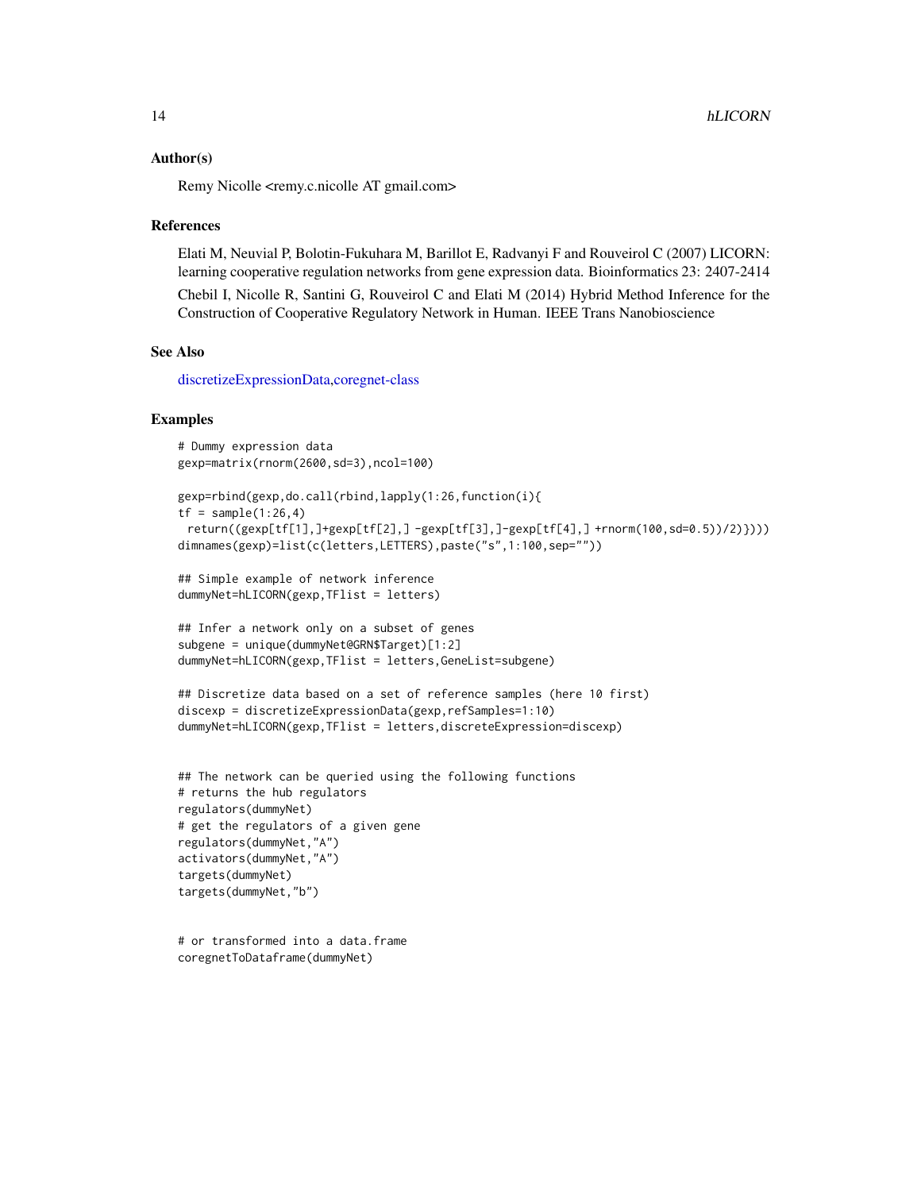### Author(s)

Remy Nicolle <remy.c.nicolle AT gmail.com>

### References

Elati M, Neuvial P, Bolotin-Fukuhara M, Barillot E, Radvanyi F and Rouveirol C (2007) LICORN: learning cooperative regulation networks from gene expression data. Bioinformatics 23: 2407-2414

Chebil I, Nicolle R, Santini G, Rouveirol C and Elati M (2014) Hybrid Method Inference for the Construction of Cooperative Regulatory Network in Human. IEEE Trans Nanobioscience

### See Also

discretizeExpressionData,coregnet-class

### Examples

```
# Dummy expression data
gexp=matrix(rnorm(2600,sd=3),ncol=100)

gexp=rbind(gexp,do.call(rbind,lapply(1:26,function(i){
tf = sample(1:26,4)
 return((gexp[tf[1],]+gexp[tf[2],] -gexp[tf[3],]-gexp[tf[4],] +rnorm(100,sd=0.5))/2)})))
dimnames(gexp)=list(c(letters,LETTERS),paste("s",1:100,sep=""))

## Simple example of network inference
dummyNet=hLICORN(gexp,TFlist = letters)

## Infer a network only on a subset of genes
subgene = unique(dummyNet@GRN$Target)[1:2]
dummyNet=hLICORN(gexp,TFlist = letters,GeneList=subgene)

## Discretize data based on a set of reference samples (here 10 first)
discexp = discretizeExpressionData(gexp,refSamples=1:10)
dummyNet=hLICORN(gexp,TFlist = letters,discreteExpression=discexp)


## The network can be queried using the following functions
# returns the hub regulators
regulators(dummyNet)
# get the regulators of a given gene
regulators(dummyNet,"A")
activators(dummyNet,"A")
targets(dummyNet)
targets(dummyNet,"b")


# or transformed into a data.frame
coregnetToDataframe(dummyNet)
```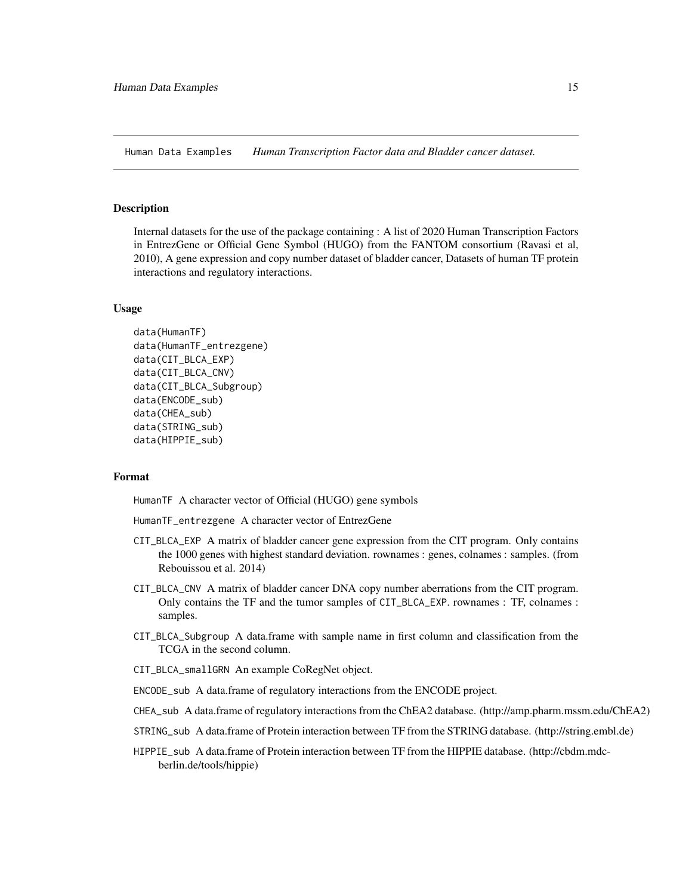Human Data Examples    *Human Transcription Factor data and Bladder cancer dataset.*

## Description

Internal datasets for the use of the package containing : A list of 2020 Human Transcription Factors in EntrezGene or Official Gene Symbol (HUGO) from the FANTOM consortium (Ravasi et al, 2010), A gene expression and copy number dataset of bladder cancer, Datasets of human TF protein interactions and regulatory interactions.

## Usage

```
data(HumanTF)
data(HumanTF_entrezgene)
data(CIT_BLCA_EXP)
data(CIT_BLCA_CNV)
data(CIT_BLCA_Subgroup)
data(ENCODE_sub)
data(CHEA_sub)
data(STRING_sub)
data(HIPPIE_sub)
```

## Format

- `HumanTF` A character vector of Official (HUGO) gene symbols
- `HumanTF_entrezgene` A character vector of EntrezGene
- `CIT_BLCA_EXP` A matrix of bladder cancer gene expression from the CIT program. Only contains the 1000 genes with highest standard deviation. rownames : genes, colnames : samples. (from Rebouissou et al. 2014)
- `CIT_BLCA_CNV` A matrix of bladder cancer DNA copy number aberrations from the CIT program. Only contains the TF and the tumor samples of `CIT_BLCA_EXP`. rownames : TF, colnames : samples.
- `CIT_BLCA_Subgroup` A data.frame with sample name in first column and classification from the TCGA in the second column.
- `CIT_BLCA_smallGRN` An example CoRegNet object.
- `ENCODE_sub` A data.frame of regulatory interactions from the ENCODE project.
- `CHEA_sub` A data.frame of regulatory interactions from the ChEA2 database. (http://amp.pharm.mssm.edu/ChEA2)
- `STRING_sub` A data.frame of Protein interaction between TF from the STRING database. (http://string.embl.de)
- `HIPPIE_sub` A data.frame of Protein interaction between TF from the HIPPIE database. (http://cbdm.mdc-berlin.de/tools/hippie)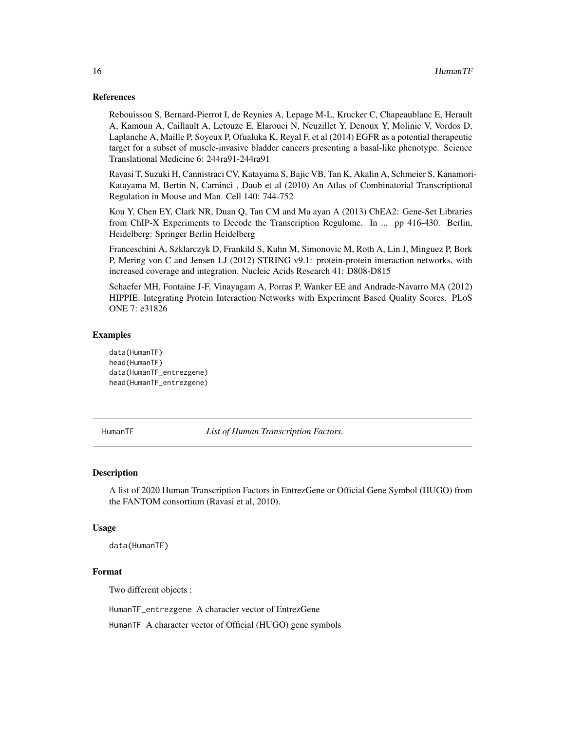### References

Rebouissou S, Bernard-Pierrot I, de Reynies A, Lepage M-L, Krucker C, Chapeaublanc E, Herault A, Kamoun A, Caillault A, Letouze E, Elarouci N, Neuzillet Y, Denoux Y, Molinie V, Vordos D, Laplanche A, Maille P, Soyeux P, Ofualuka K, Reyal F, et al (2014) EGFR as a potential therapeutic target for a subset of muscle-invasive bladder cancers presenting a basal-like phenotype. Science Translational Medicine 6: 244ra91-244ra91

Ravasi T, Suzuki H, Cannistraci CV, Katayama S, Bajic VB, Tan K, Akalin A, Schmeier S, Kanamori-Katayama M, Bertin N, Carninci , Daub et al (2010) An Atlas of Combinatorial Transcriptional Regulation in Mouse and Man. Cell 140: 744-752

Kou Y, Chen EY, Clark NR, Duan Q, Tan CM and Ma ayan A (2013) ChEA2: Gene-Set Libraries from ChIP-X Experiments to Decode the Transcription Regulome. In ... pp 416-430. Berlin, Heidelberg: Springer Berlin Heidelberg

Franceschini A, Szklarczyk D, Frankild S, Kuhn M, Simonovic M, Roth A, Lin J, Minguez P, Bork P, Mering von C and Jensen LJ (2012) STRING v9.1: protein-protein interaction networks, with increased coverage and integration. Nucleic Acids Research 41: D808-D815

Schaefer MH, Fontaine J-F, Vinayagam A, Porras P, Wanker EE and Andrade-Navarro MA (2012) HIPPIE: Integrating Protein Interaction Networks with Experiment Based Quality Scores. PLoS ONE 7: e31826

### Examples

```
data(HumanTF)
head(HumanTF)
data(HumanTF_entrezgene)
head(HumanTF_entrezgene)
```

---

## HumanTF — *List of Human Transcription Factors.*

---

### Description

A list of 2020 Human Transcription Factors in EntrezGene or Official Gene Symbol (HUGO) from the FANTOM consortium (Ravasi et al, 2010).

### Usage

```
data(HumanTF)
```

### Format

Two different objects :

`HumanTF_entrezgene` A character vector of EntrezGene

`HumanTF` A character vector of Official (HUGO) gene symbols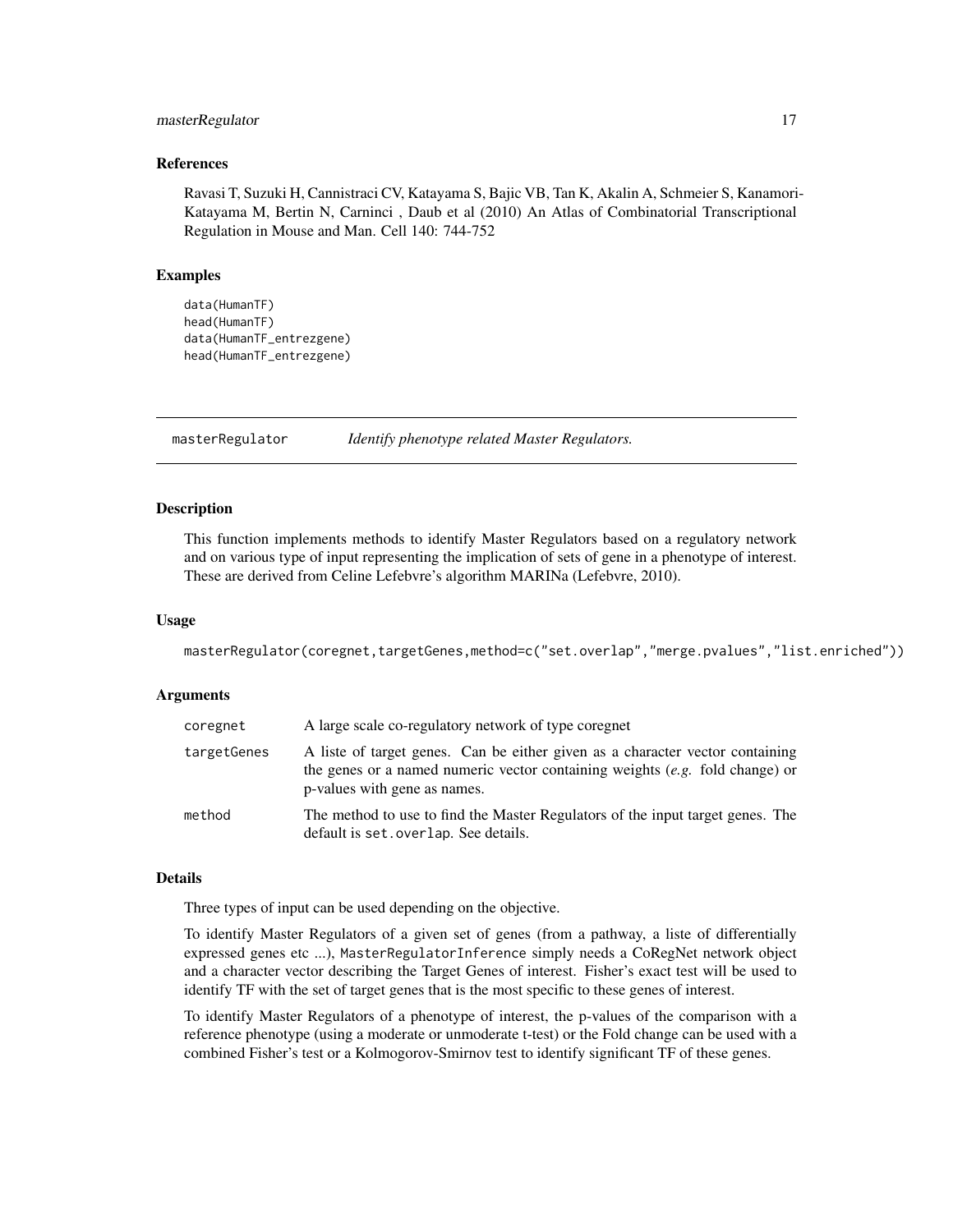### References

Ravasi T, Suzuki H, Cannistraci CV, Katayama S, Bajic VB, Tan K, Akalin A, Schmeier S, Kanamori-Katayama M, Bertin N, Carninci , Daub et al (2010) An Atlas of Combinatorial Transcriptional Regulation in Mouse and Man. Cell 140: 744-752

### Examples

```
data(HumanTF)
head(HumanTF)
data(HumanTF_entrezgene)
head(HumanTF_entrezgene)
```

---

## masterRegulator *Identify phenotype related Master Regulators.*

---

### Description

This function implements methods to identify Master Regulators based on a regulatory network and on various type of input representing the implication of sets of gene in a phenotype of interest. These are derived from Celine Lefebvre's algorithm MARINa (Lefebvre, 2010).

### Usage

```
masterRegulator(coregnet,targetGenes,method=c("set.overlap","merge.pvalues","list.enriched"))
```

### Arguments

| | |
|---|---|
| coregnet | A large scale co-regulatory network of type coregnet |
| targetGenes | A liste of target genes. Can be either given as a character vector containing the genes or a named numeric vector containing weights (*e.g.* fold change) or p-values with gene as names. |
| method | The method to use to find the Master Regulators of the input target genes. The default is `set.overlap`. See details. |

### Details

Three types of input can be used depending on the objective.

To identify Master Regulators of a given set of genes (from a pathway, a liste of differentially expressed genes etc ...), `MasterRegulatorInference` simply needs a CoRegNet network object and a character vector describing the Target Genes of interest. Fisher's exact test will be used to identify TF with the set of target genes that is the most specific to these genes of interest.

To identify Master Regulators of a phenotype of interest, the p-values of the comparison with a reference phenotype (using a moderate or unmoderate t-test) or the Fold change can be used with a combined Fisher's test or a Kolmogorov-Smirnov test to identify significant TF of these genes.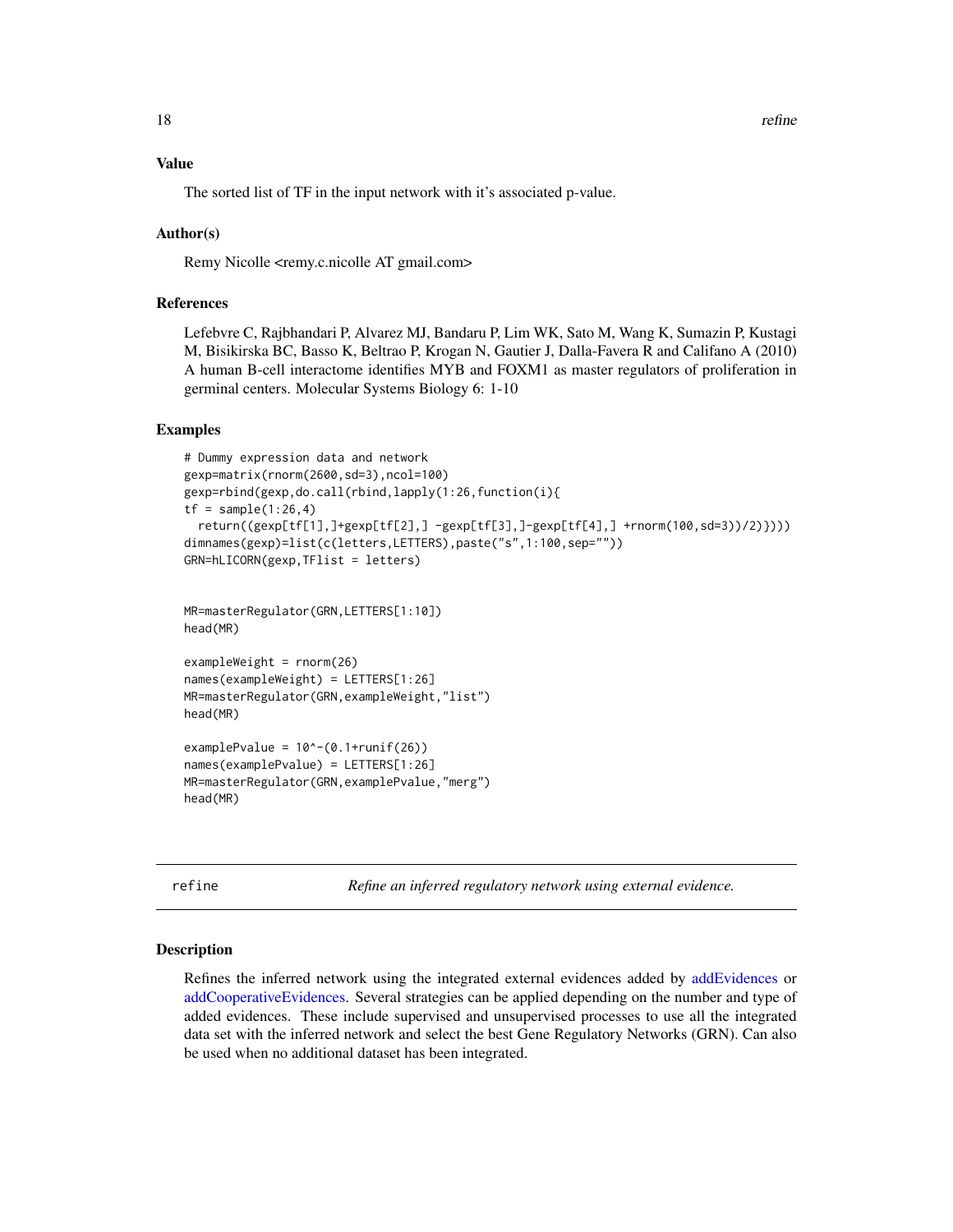## Value

The sorted list of TF in the input network with it's associated p-value.

## Author(s)

Remy Nicolle <remy.c.nicolle AT gmail.com>

## References

Lefebvre C, Rajbhandari P, Alvarez MJ, Bandaru P, Lim WK, Sato M, Wang K, Sumazin P, Kustagi M, Bisikirska BC, Basso K, Beltrao P, Krogan N, Gautier J, Dalla-Favera R and Califano A (2010) A human B-cell interactome identifies MYB and FOXM1 as master regulators of proliferation in germinal centers. Molecular Systems Biology 6: 1-10

## Examples

```
# Dummy expression data and network
gexp=matrix(rnorm(2600,sd=3),ncol=100)
gexp=rbind(gexp,do.call(rbind,lapply(1:26,function(i){
tf = sample(1:26,4)
  return((gexp[tf[1],]+gexp[tf[2],] -gexp[tf[3],]-gexp[tf[4],] +rnorm(100,sd=3))/2)})))
dimnames(gexp)=list(c(letters,LETTERS),paste("s",1:100,sep=""))
GRN=hLICORN(gexp,TFlist = letters)


MR=masterRegulator(GRN,LETTERS[1:10])
head(MR)

exampleWeight = rnorm(26)
names(exampleWeight) = LETTERS[1:26]
MR=masterRegulator(GRN,exampleWeight,"list")
head(MR)

examplePvalue = 10^-(0.1+runif(26))
names(examplePvalue) = LETTERS[1:26]
MR=masterRegulator(GRN,examplePvalue,"merg")
head(MR)
```

---

# refine — *Refine an inferred regulatory network using external evidence.*

## Description

Refines the inferred network using the integrated external evidences added by addEvidences or addCooperativeEvidences. Several strategies can be applied depending on the number and type of added evidences. These include supervised and unsupervised processes to use all the integrated data set with the inferred network and select the best Gene Regulatory Networks (GRN). Can also be used when no additional dataset has been integrated.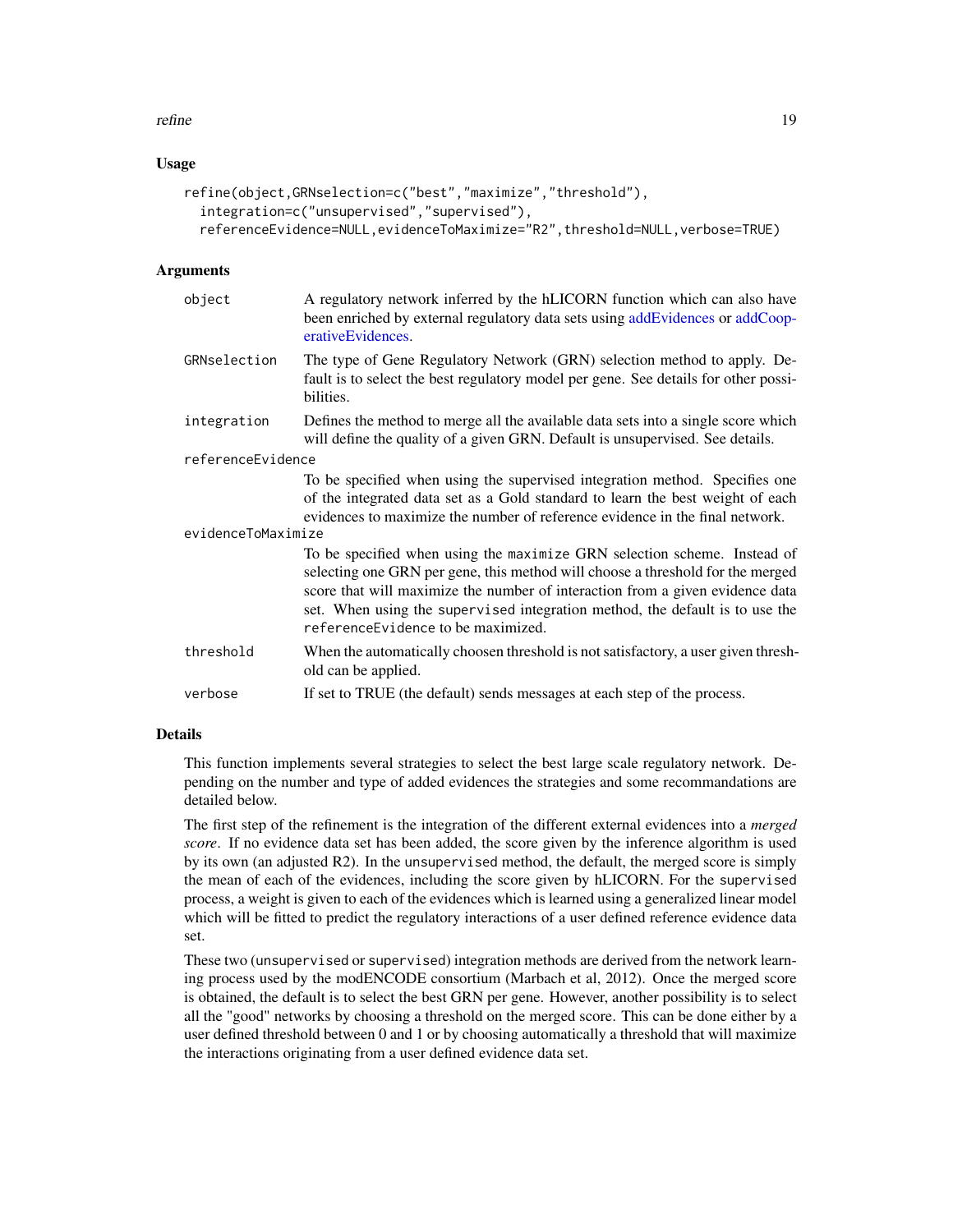## Usage

```
refine(object,GRNselection=c("best","maximize","threshold"),
  integration=c("unsupervised","supervised"),
  referenceEvidence=NULL,evidenceToMaximize="R2",threshold=NULL,verbose=TRUE)
```

## Arguments

| | |
|---|---|
| object | A regulatory network inferred by the hLICORN function which can also have been enriched by external regulatory data sets using addEvidences or addCooperativeEvidences. |
| GRNselection | The type of Gene Regulatory Network (GRN) selection method to apply. Default is to select the best regulatory model per gene. See details for other possibilities. |
| integration | Defines the method to merge all the available data sets into a single score which will define the quality of a given GRN. Default is unsupervised. See details. |
| referenceEvidence | To be specified when using the supervised integration method. Specifies one of the integrated data set as a Gold standard to learn the best weight of each evidences to maximize the number of reference evidence in the final network. |
| evidenceToMaximize | To be specified when using the `maximize` GRN selection scheme. Instead of selecting one GRN per gene, this method will choose a threshold for the merged score that will maximize the number of interaction from a given evidence data set. When using the `supervised` integration method, the default is to use the `referenceEvidence` to be maximized. |
| threshold | When the automatically choosen threshold is not satisfactory, a user given threshold can be applied. |
| verbose | If set to TRUE (the default) sends messages at each step of the process. |

## Details

This function implements several strategies to select the best large scale regulatory network. Depending on the number and type of added evidences the strategies and some recommandations are detailed below.

The first step of the refinement is the integration of the different external evidences into a *merged score*. If no evidence data set has been added, the score given by the inference algorithm is used by its own (an adjusted R2). In the `unsupervised` method, the default, the merged score is simply the mean of each of the evidences, including the score given by hLICORN. For the `supervised` process, a weight is given to each of the evidences which is learned using a generalized linear model which will be fitted to predict the regulatory interactions of a user defined reference evidence data set.

These two (`unsupervised` or `supervised`) integration methods are derived from the network learning process used by the modENCODE consortium (Marbach et al, 2012). Once the merged score is obtained, the default is to select the best GRN per gene. However, another possibility is to select all the "good" networks by choosing a threshold on the merged score. This can be done either by a user defined threshold between 0 and 1 or by choosing automatically a threshold that will maximize the interactions originating from a user defined evidence data set.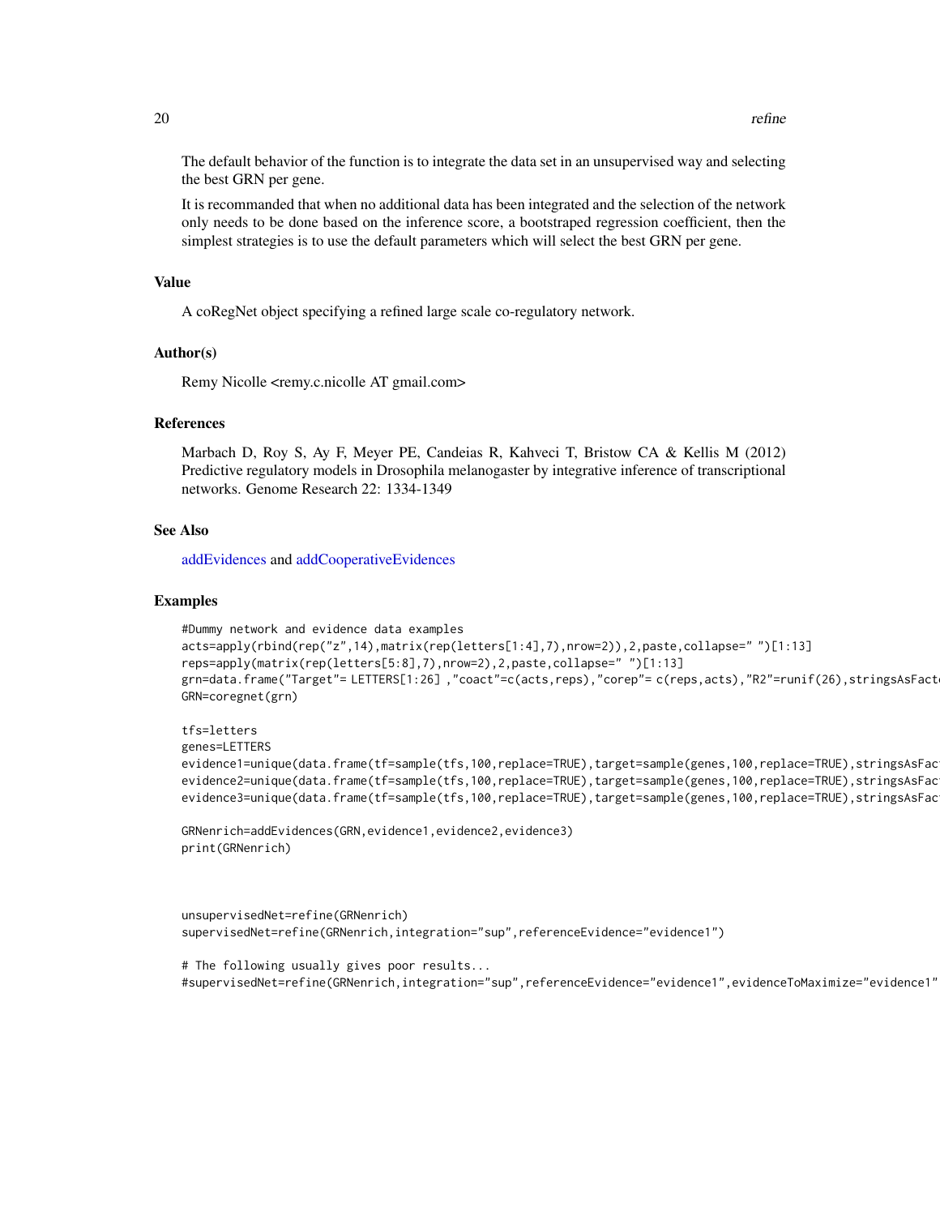The default behavior of the function is to integrate the data set in an unsupervised way and selecting the best GRN per gene.

It is recommanded that when no additional data has been integrated and the selection of the network only needs to be done based on the inference score, a bootstraped regression coefficient, then the simplest strategies is to use the default parameters which will select the best GRN per gene.

## Value

A coRegNet object specifying a refined large scale co-regulatory network.

## Author(s)

Remy Nicolle <remy.c.nicolle AT gmail.com>

## References

Marbach D, Roy S, Ay F, Meyer PE, Candeias R, Kahveci T, Bristow CA & Kellis M (2012) Predictive regulatory models in Drosophila melanogaster by integrative inference of transcriptional networks. Genome Research 22: 1334-1349

## See Also

addEvidences and addCooperativeEvidences

## Examples

```
#Dummy network and evidence data examples
acts=apply(rbind(rep("z",14),matrix(rep(letters[1:4],7),nrow=2)),2,paste,collapse=" ")[1:13]
reps=apply(matrix(rep(letters[5:8],7),nrow=2),2,paste,collapse=" ")[1:13]
grn=data.frame("Target"= LETTERS[1:26] ,"coact"=c(acts,reps),"corep"= c(reps,acts),"R2"=runif(26),stringsAsFact
GRN=coregnet(grn)

tfs=letters
genes=LETTERS
evidence1=unique(data.frame(tf=sample(tfs,100,replace=TRUE),target=sample(genes,100,replace=TRUE),stringsAsFac
evidence2=unique(data.frame(tf=sample(tfs,100,replace=TRUE),target=sample(genes,100,replace=TRUE),stringsAsFac
evidence3=unique(data.frame(tf=sample(tfs,100,replace=TRUE),target=sample(genes,100,replace=TRUE),stringsAsFac

GRNenrich=addEvidences(GRN,evidence1,evidence2,evidence3)
print(GRNenrich)



unsupervisedNet=refine(GRNenrich)
supervisedNet=refine(GRNenrich,integration="sup",referenceEvidence="evidence1")

# The following usually gives poor results...
#supervisedNet=refine(GRNenrich,integration="sup",referenceEvidence="evidence1",evidenceToMaximize="evidence1"
```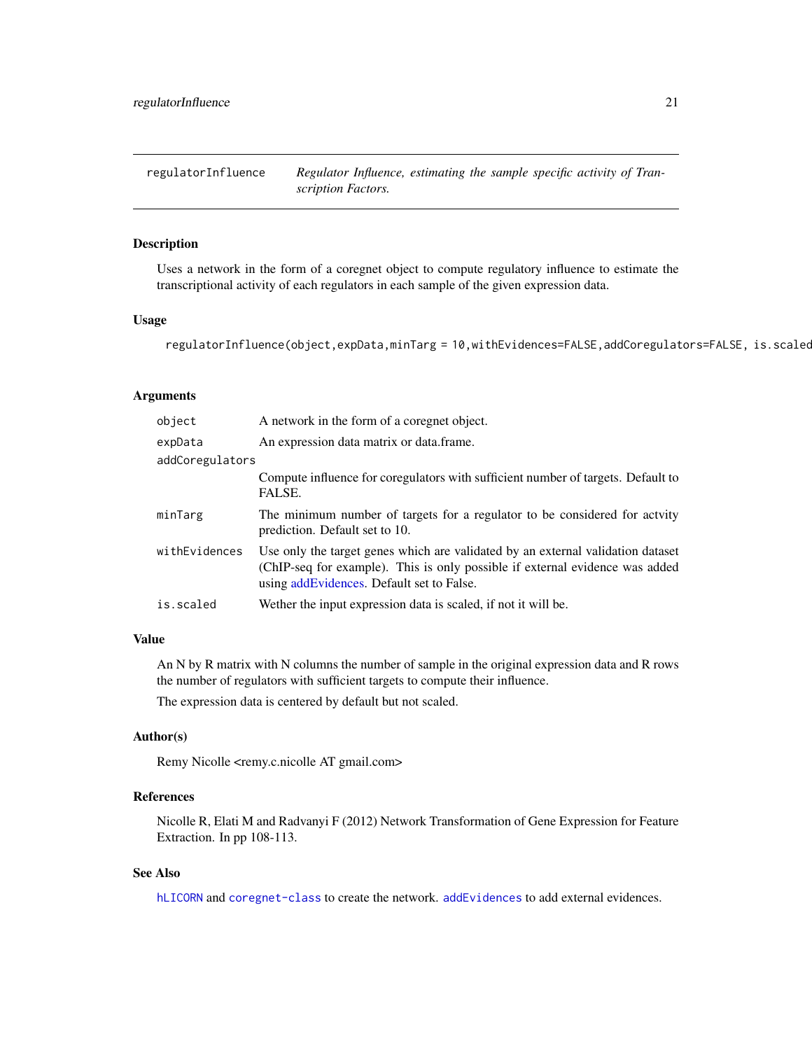regulatorInfluence — *Regulator Influence, estimating the sample specific activity of Transcription Factors.*

## Description

Uses a network in the form of a coregnet object to compute regulatory influence to estimate the transcriptional activity of each regulators in each sample of the given expression data.

## Usage

```
regulatorInfluence(object,expData,minTarg = 10,withEvidences=FALSE,addCoregulators=FALSE, is.scaled
```

## Arguments

| | |
|---|---|
| `object` | A network in the form of a coregnet object. |
| `expData` | An expression data matrix or data.frame. |
| `addCoregulators` | Compute influence for coregulators with sufficient number of targets. Default to FALSE. |
| `minTarg` | The minimum number of targets for a regulator to be considered for actvity prediction. Default set to 10. |
| `withEvidences` | Use only the target genes which are validated by an external validation dataset (ChIP-seq for example). This is only possible if external evidence was added using addEvidences. Default set to False. |
| `is.scaled` | Wether the input expression data is scaled, if not it will be. |

## Value

An N by R matrix with N columns the number of sample in the original expression data and R rows the number of regulators with sufficient targets to compute their influence.

The expression data is centered by default but not scaled.

## Author(s)

Remy Nicolle <remy.c.nicolle AT gmail.com>

## References

Nicolle R, Elati M and Radvanyi F (2012) Network Transformation of Gene Expression for Feature Extraction. In pp 108-113.

## See Also

`hLICORN` and `coregnet-class` to create the network. `addEvidences` to add external evidences.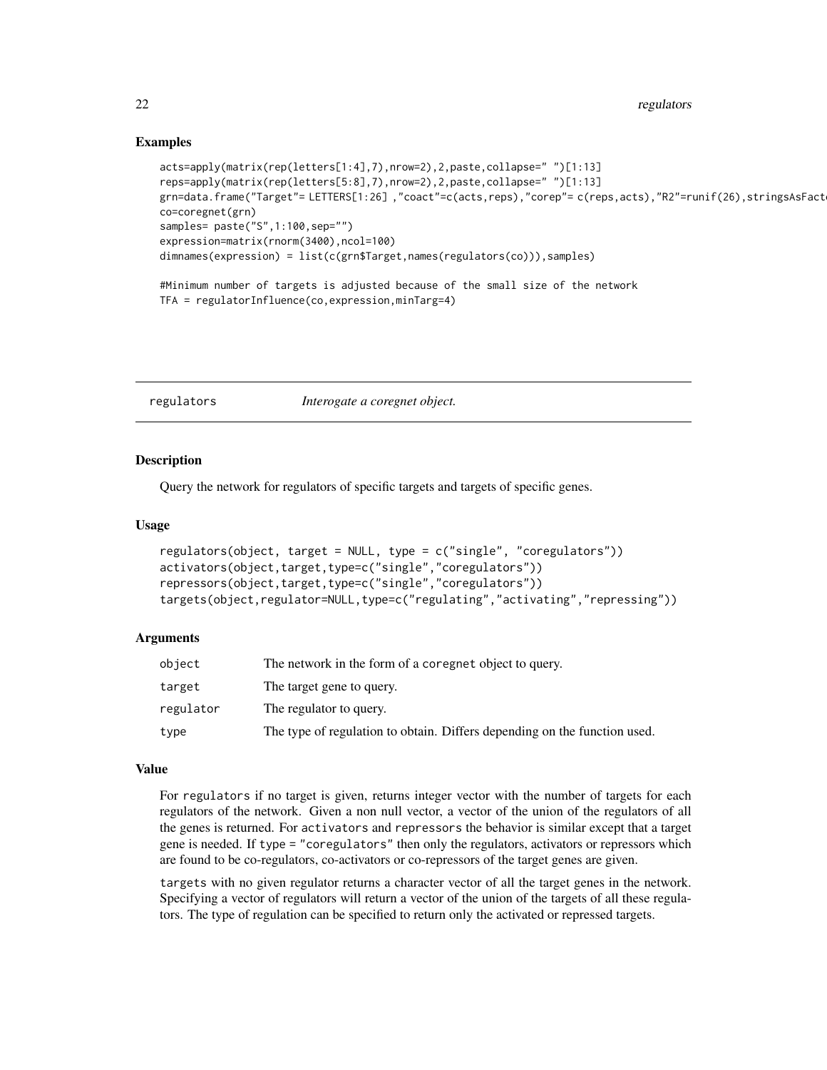### Examples

```
acts=apply(matrix(rep(letters[1:4],7),nrow=2),2,paste,collapse=" ")[1:13]
reps=apply(matrix(rep(letters[5:8],7),nrow=2),2,paste,collapse=" ")[1:13]
grn=data.frame("Target"= LETTERS[1:26] ,"coact"=c(acts,reps),"corep"= c(reps,acts),"R2"=runif(26),stringsAsFact
co=coregnet(grn)
samples= paste("S",1:100,sep="")
expression=matrix(rnorm(3400),ncol=100)
dimnames(expression) = list(c(grn$Target,names(regulators(co))),samples)

#Minimum number of targets is adjusted because of the small size of the network
TFA = regulatorInfluence(co,expression,minTarg=4)
```

---

## regulators — *Interogate a coregnet object.*

### Description

Query the network for regulators of specific targets and targets of specific genes.

### Usage

```
regulators(object, target = NULL, type = c("single", "coregulators"))
activators(object,target,type=c("single","coregulators"))
repressors(object,target,type=c("single","coregulators"))
targets(object,regulator=NULL,type=c("regulating","activating","repressing"))
```

### Arguments

| | |
|---|---|
| object | The network in the form of a coregnet object to query. |
| target | The target gene to query. |
| regulator | The regulator to query. |
| type | The type of regulation to obtain. Differs depending on the function used. |

### Value

For `regulators` if no target is given, returns integer vector with the number of targets for each regulators of the network. Given a non null vector, a vector of the union of the regulators of all the genes is returned. For `activators` and `repressors` the behavior is similar except that a target gene is needed. If `type = "coregulators"` then only the regulators, activators or repressors which are found to be co-regulators, co-activators or co-repressors of the target genes are given.

`targets` with no given regulator returns a character vector of all the target genes in the network. Specifying a vector of regulators will return a vector of the union of the targets of all these regulators. The type of regulation can be specified to return only the activated or repressed targets.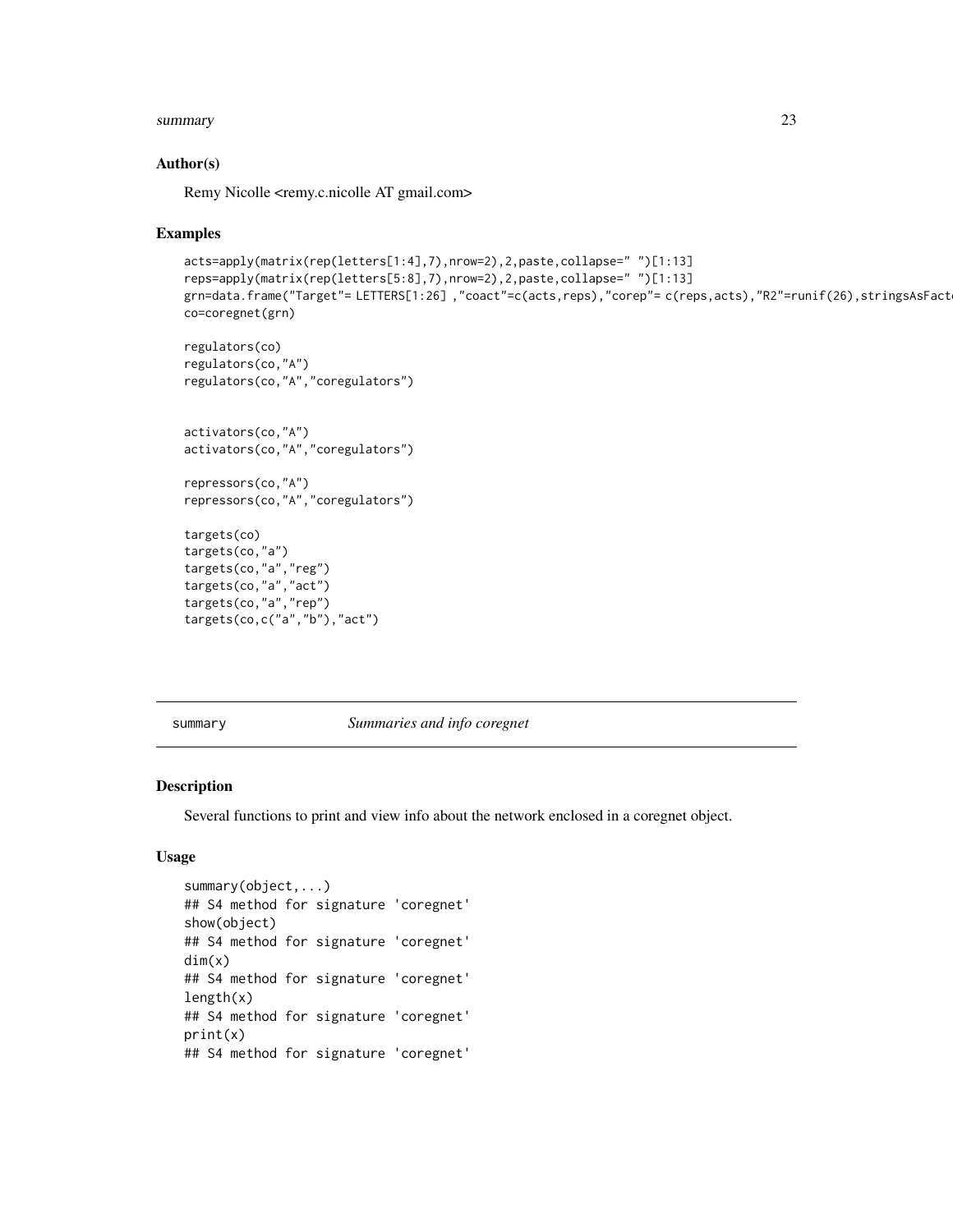### Author(s)

Remy Nicolle <remy.c.nicolle AT gmail.com>

### Examples

```
acts=apply(matrix(rep(letters[1:4],7),nrow=2),2,paste,collapse=" ")[1:13]
reps=apply(matrix(rep(letters[5:8],7),nrow=2),2,paste,collapse=" ")[1:13]
grn=data.frame("Target"= LETTERS[1:26] ,"coact"=c(acts,reps),"corep"= c(reps,acts),"R2"=runif(26),stringsAsFact
co=coregnet(grn)

regulators(co)
regulators(co,"A")
regulators(co,"A","coregulators")


activators(co,"A")
activators(co,"A","coregulators")

repressors(co,"A")
repressors(co,"A","coregulators")

targets(co)
targets(co,"a")
targets(co,"a","reg")
targets(co,"a","act")
targets(co,"a","rep")
targets(co,c("a","b"),"act")
```

---

## summary — *Summaries and info coregnet*

---

### Description

Several functions to print and view info about the network enclosed in a coregnet object.

### Usage

```
summary(object,...)
## S4 method for signature 'coregnet'
show(object)
## S4 method for signature 'coregnet'
dim(x)
## S4 method for signature 'coregnet'
length(x)
## S4 method for signature 'coregnet'
print(x)
## S4 method for signature 'coregnet'
```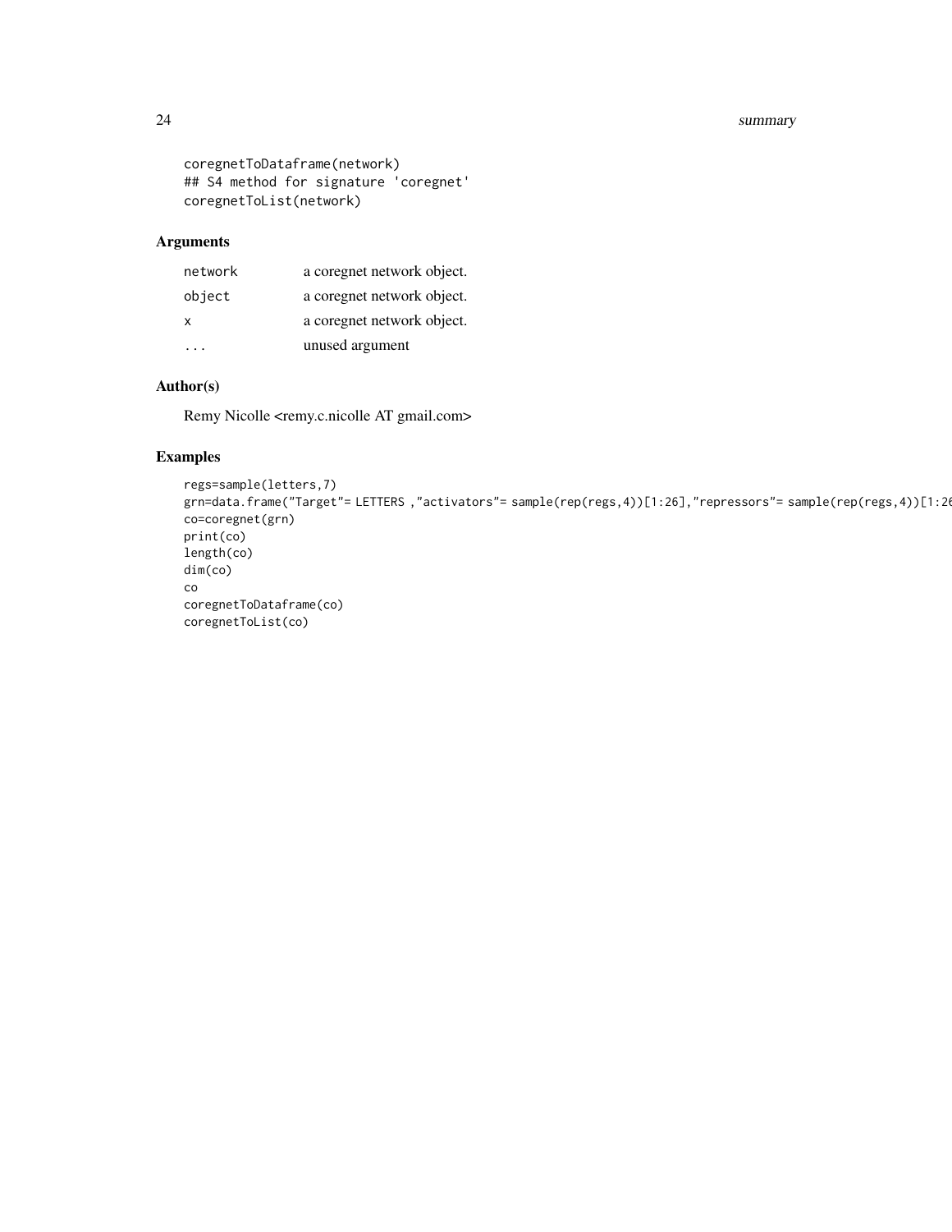```
coregnetToDataframe(network)
## S4 method for signature 'coregnet'
coregnetToList(network)
```

## Arguments

| | |
|---|---|
| network | a coregnet network object. |
| object | a coregnet network object. |
| x | a coregnet network object. |
| ... | unused argument |

## Author(s)

Remy Nicolle <remy.c.nicolle AT gmail.com>

## Examples

```
regs=sample(letters,7)
grn=data.frame("Target"= LETTERS ,"activators"= sample(rep(regs,4))[1:26],"repressors"= sample(rep(regs,4))[1:26
co=coregnet(grn)
print(co)
length(co)
dim(co)
co
coregnetToDataframe(co)
coregnetToList(co)
```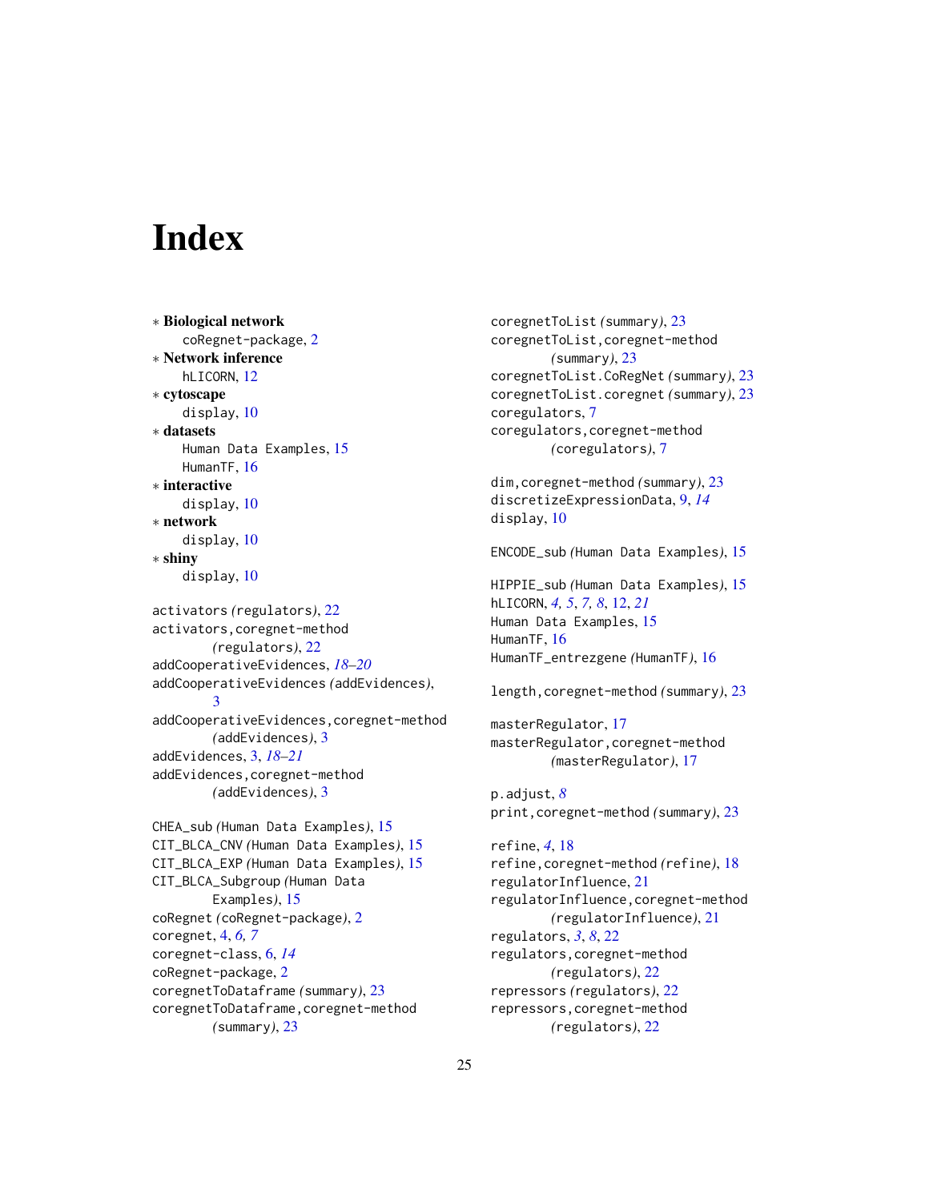# Index

∗ **Biological network**
  coRegnet-package, 2

∗ **Network inference**
  hLICORN, 12

∗ **cytoscape**
  display, 10

∗ **datasets**
  Human Data Examples, 15
  HumanTF, 16

∗ **interactive**
  display, 10

∗ **network**
  display, 10

∗ **shiny**
  display, 10

activators *(regulators)*, 22
activators,coregnet-method *(regulators)*, 22
addCooperativeEvidences, *18–20*
addCooperativeEvidences *(addEvidences)*, 3
addCooperativeEvidences,coregnet-method *(addEvidences)*, 3
addEvidences, 3, *18–21*
addEvidences,coregnet-method *(addEvidences)*, 3

CHEA_sub *(Human Data Examples)*, 15
CIT_BLCA_CNV *(Human Data Examples)*, 15
CIT_BLCA_EXP *(Human Data Examples)*, 15
CIT_BLCA_Subgroup *(Human Data Examples)*, 15
coRegnet *(coRegnet-package)*, 2
coregnet, 4, *6, 7*
coregnet-class, 6, *14*
coRegnet-package, 2
coregnetToDataframe *(summary)*, 23
coregnetToDataframe,coregnet-method *(summary)*, 23
coregnetToList *(summary)*, 23
coregnetToList,coregnet-method *(summary)*, 23
coregnetToList.CoRegNet *(summary)*, 23
coregnetToList.coregnet *(summary)*, 23
coregulators, 7
coregulators,coregnet-method *(coregulators)*, 7

dim,coregnet-method *(summary)*, 23
discretizeExpressionData, 9, *14*
display, 10

ENCODE_sub *(Human Data Examples)*, 15

HIPPIE_sub *(Human Data Examples)*, 15
hLICORN, *4, 5*, *7, 8*, 12, *21*
Human Data Examples, 15
HumanTF, 16
HumanTF_entrezgene *(HumanTF)*, 16

length,coregnet-method *(summary)*, 23

masterRegulator, 17
masterRegulator,coregnet-method *(masterRegulator)*, 17

p.adjust, *8*
print,coregnet-method *(summary)*, 23

refine, *4*, 18
refine,coregnet-method *(refine)*, 18
regulatorInfluence, 21
regulatorInfluence,coregnet-method *(regulatorInfluence)*, 21
regulators, *3*, *8*, 22
regulators,coregnet-method *(regulators)*, 22
repressors *(regulators)*, 22
repressors,coregnet-method *(regulators)*, 22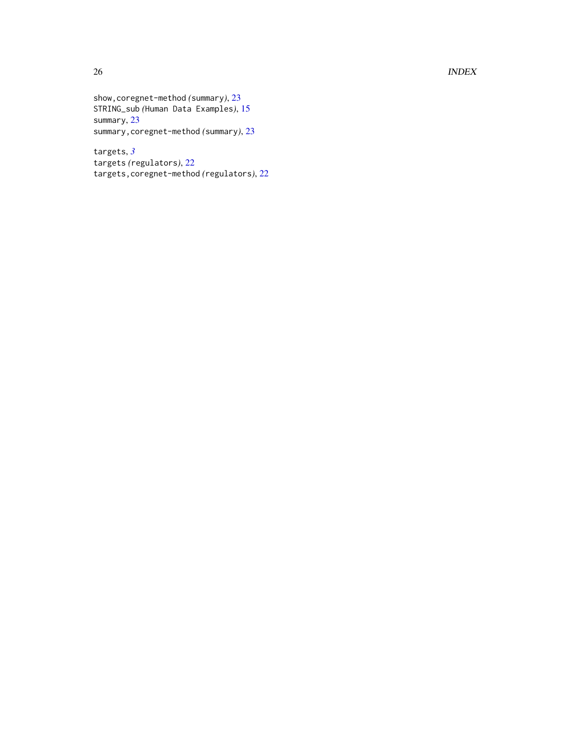show,coregnet-method *(*summary*)*, 23
STRING_sub *(*Human Data Examples*)*, 15
summary, 23
summary,coregnet-method *(*summary*)*, 23

targets, *3*
targets *(*regulators*)*, 22
targets,coregnet-method *(*regulators*)*, 22